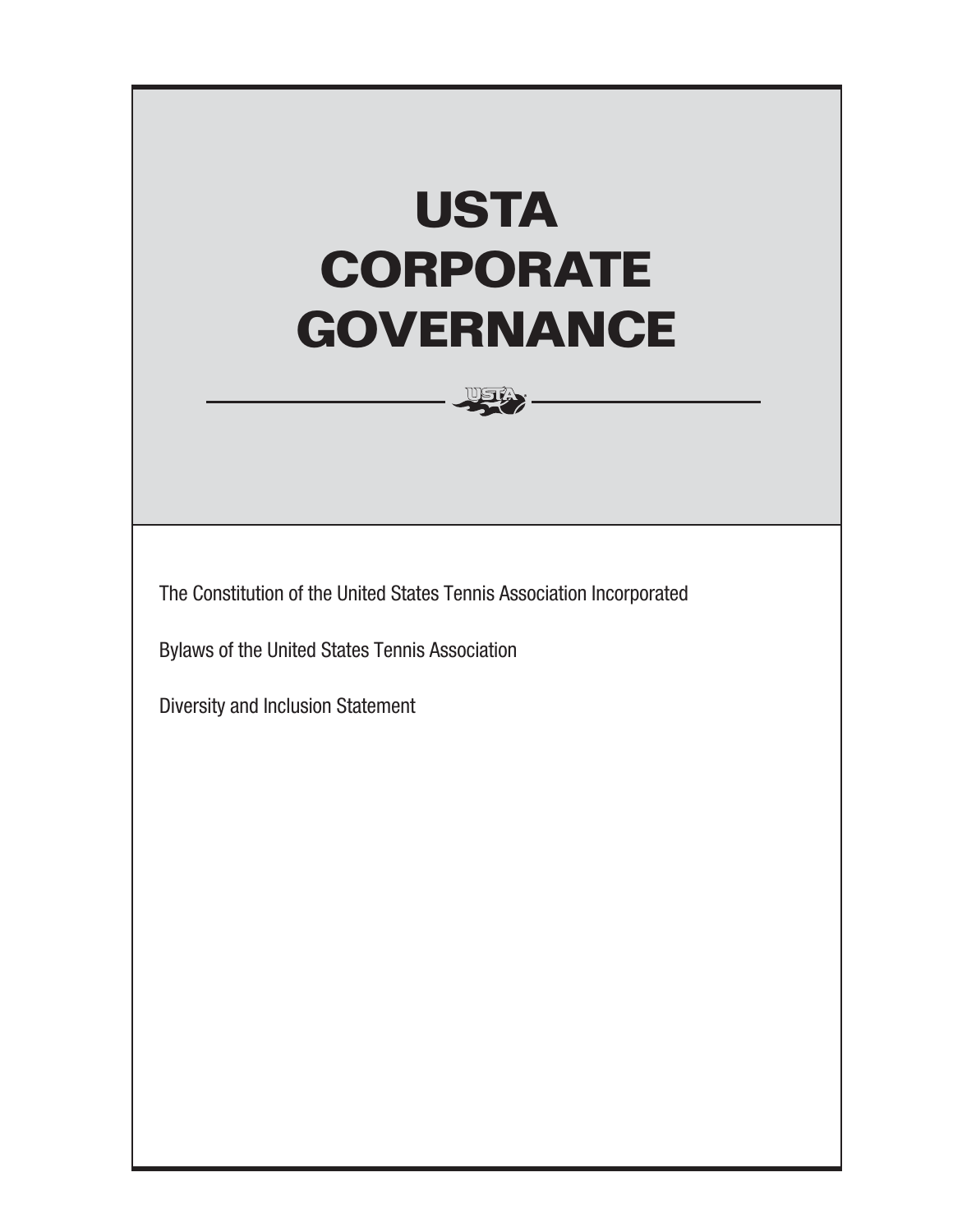# USTA CORPORATE GOVERNANCE

The Constitution of the United States Tennis Association Incorporated

Bylaws of the United States Tennis Association

Diversity and Inclusion Statement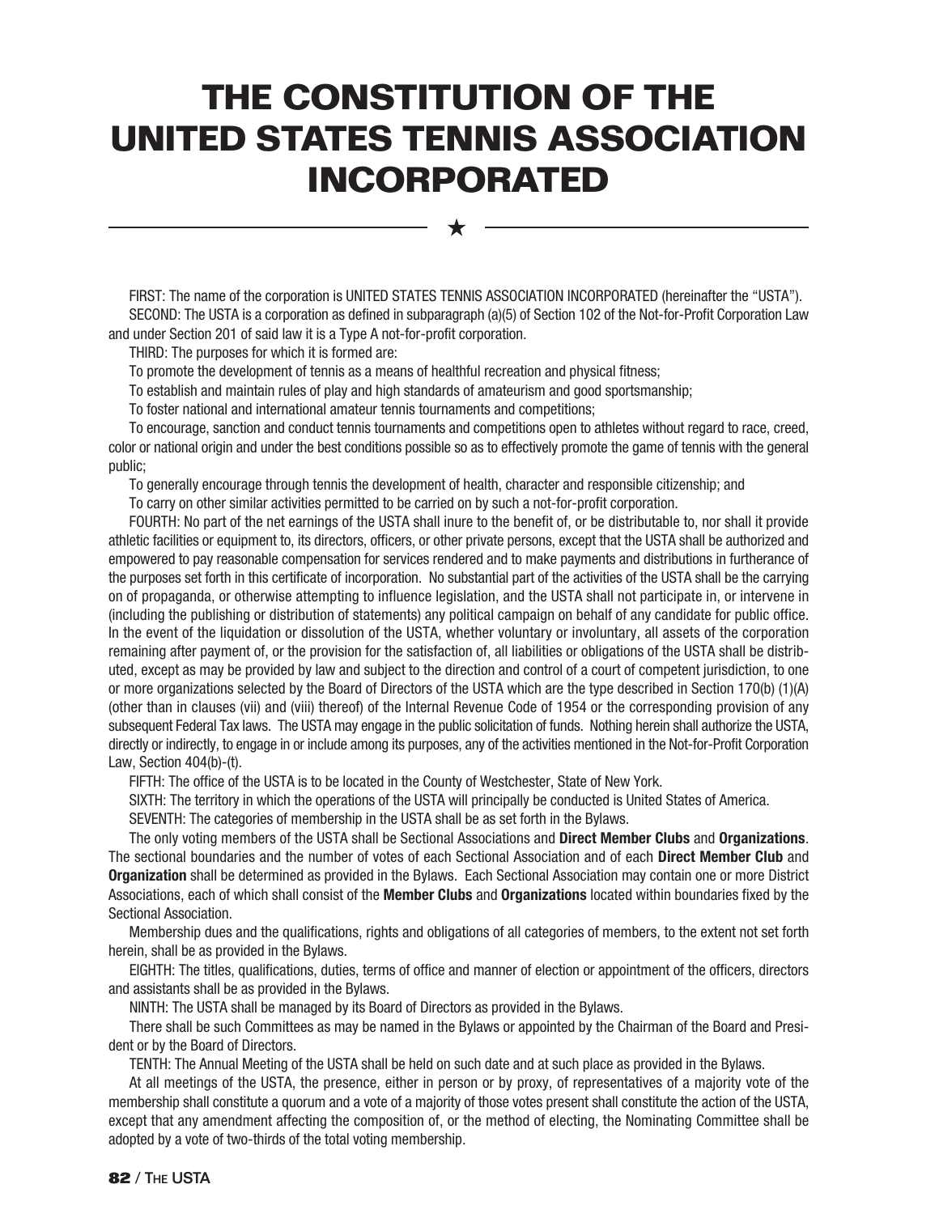# THE CONSTITUTION OF THE UNITED STATES TENNIS ASSOCIATION INCORPORATED

FIRST: The name of the corporation is UNITED STATES TENNIS ASSOCIATION INCORPORATED (hereinafter the "USTA").

SECOND: The USTA is a corporation as defined in subparagraph (a)(5) of Section 102 of the Not-for-Profit Corporation Law and under Section 201 of said law it is a Type A not-for-profit corporation.

THIRD: The purposes for which it is formed are:

To promote the development of tennis as a means of healthful recreation and physical fitness;

To establish and maintain rules of play and high standards of amateurism and good sportsmanship;

To foster national and international amateur tennis tournaments and competitions;

To encourage, sanction and conduct tennis tournaments and competitions open to athletes without regard to race, creed, color or national origin and under the best conditions possible so as to effectively promote the game of tennis with the general public;

To generally encourage through tennis the development of health, character and responsible citizenship; and

To carry on other similar activities permitted to be carried on by such a not-for-profit corporation.

FOURTH: No part of the net earnings of the USTA shall inure to the benefit of, or be distributable to, nor shall it provide athletic facilities or equipment to, its directors, officers, or other private persons, except that the USTA shall be authorized and empowered to pay reasonable compensation for services rendered and to make payments and distributions in furtherance of the purposes set forth in this certificate of incorporation. No substantial part of the activities of the USTA shall be the carrying on of propaganda, or otherwise attempting to influence legislation, and the USTA shall not participate in, or intervene in (including the publishing or distribution of statements) any political campaign on behalf of any candidate for public office. In the event of the liquidation or dissolution of the USTA, whether voluntary or involuntary, all assets of the corporation remaining after payment of, or the provision for the satisfaction of, all liabilities or obligations of the USTA shall be distributed, except as may be provided by law and subject to the direction and control of a court of competent jurisdiction, to one or more organizations selected by the Board of Directors of the USTA which are the type described in Section 170(b) (1)(A) (other than in clauses (vii) and (viii) thereof) of the Internal Revenue Code of 1954 or the corresponding provision of any subsequent Federal Tax laws. The USTA may engage in the public solicitation of funds. Nothing herein shall authorize the USTA, directly or indirectly, to engage in or include among its purposes, any of the activities mentioned in the Not-for-Profit Corporation Law, Section 404(b)-(t).

FIFTH: The office of the USTA is to be located in the County of Westchester, State of New York.

SIXTH: The territory in which the operations of the USTA will principally be conducted is United States of America.

SEVENTH: The categories of membership in the USTA shall be as set forth in the Bylaws.

The only voting members of the USTA shall be Sectional Associations and **Direct Member Clubs** and **Organizations**. The sectional boundaries and the number of votes of each Sectional Association and of each **Direct Member Club** and **Organization** shall be determined as provided in the Bylaws. Each Sectional Association may contain one or more District Associations, each of which shall consist of the **Member Clubs** and **Organizations** located within boundaries fixed by the Sectional Association.

Membership dues and the qualifications, rights and obligations of all categories of members, to the extent not set forth herein, shall be as provided in the Bylaws.

EIGHTH: The titles, qualifications, duties, terms of office and manner of election or appointment of the officers, directors and assistants shall be as provided in the Bylaws.

NINTH: The USTA shall be managed by its Board of Directors as provided in the Bylaws.

There shall be such Committees as may be named in the Bylaws or appointed by the Chairman of the Board and President or by the Board of Directors.

TENTH: The Annual Meeting of the USTA shall be held on such date and at such place as provided in the Bylaws.

At all meetings of the USTA, the presence, either in person or by proxy, of representatives of a majority vote of the membership shall constitute a quorum and a vote of a majority of those votes present shall constitute the action of the USTA, except that any amendment affecting the composition of, or the method of electing, the Nominating Committee shall be adopted by a vote of two-thirds of the total voting membership.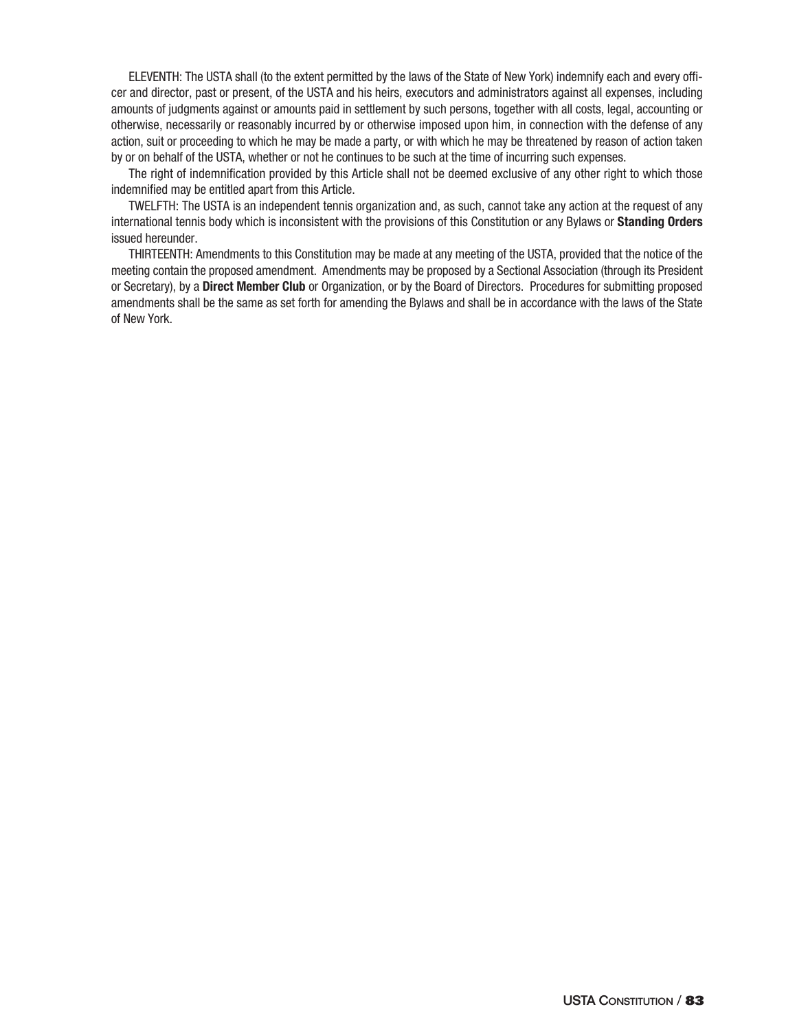ELEVENTH: The USTA shall (to the extent permitted by the laws of the State of New York) indemnify each and every officer and director, past or present, of the USTA and his heirs, executors and administrators against all expenses, including amounts of judgments against or amounts paid in settlement by such persons, together with all costs, legal, accounting or otherwise, necessarily or reasonably incurred by or otherwise imposed upon him, in connection with the defense of any action, suit or proceeding to which he may be made a party, or with which he may be threatened by reason of action taken by or on behalf of the USTA, whether or not he continues to be such at the time of incurring such expenses.

The right of indemnification provided by this Article shall not be deemed exclusive of any other right to which those indemnified may be entitled apart from this Article.

TWELFTH: The USTA is an independent tennis organization and, as such, cannot take any action at the request of any international tennis body which is inconsistent with the provisions of this Constitution or any Bylaws or **Standing Orders** issued hereunder.

THIRTEENTH: Amendments to this Constitution may be made at any meeting of the USTA, provided that the notice of the meeting contain the proposed amendment. Amendments may be proposed by a Sectional Association (through its President or Secretary), by a **Direct Member Club** or Organization, or by the Board of Directors. Procedures for submitting proposed amendments shall be the same as set forth for amending the Bylaws and shall be in accordance with the laws of the State of New York.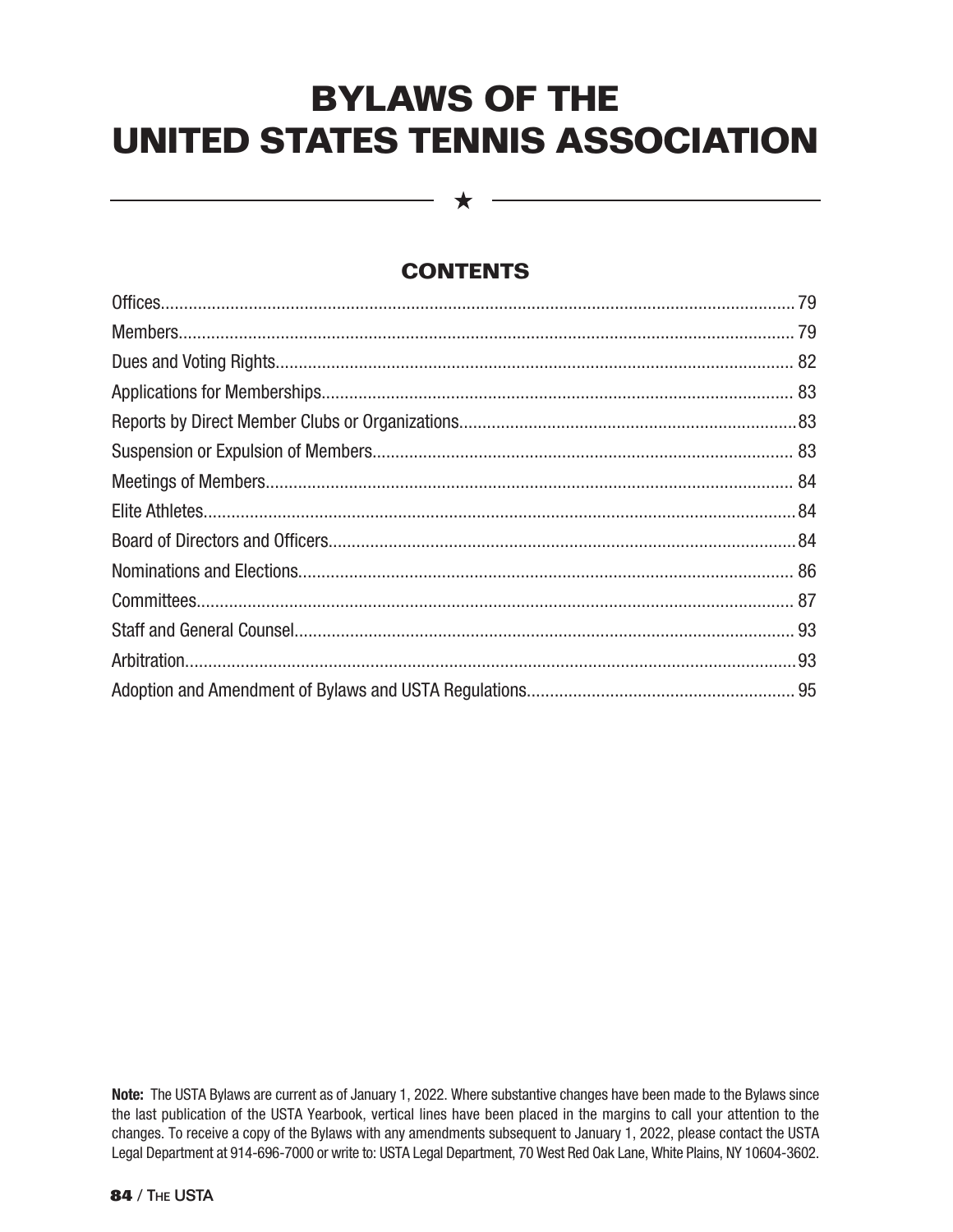# BYLAWS OF THE UNITED STATES TENNIS ASSOCIATION

## CONTENTS

Offices....................................................................................................................................... 79
Members................................................................................................................................... 79
Dues and Voting Rights............................................................................................................... 82
Applications for Memberships..................................................................................................... 83
Reports by Direct Member Clubs or Organizations......................................................................... 83
Suspension or Expulsion of Members.......................................................................................... 83
Meetings of Members................................................................................................................. 84
Elite Athletes.............................................................................................................................. 84
Board of Directors and Officers.................................................................................................... 84
Nominations and Elections.......................................................................................................... 86
Committees................................................................................................................................ 87
Staff and General Counsel........................................................................................................... 93
Arbitration.................................................................................................................................. 93
Adoption and Amendment of Bylaws and USTA Regulations.......................................................... 95

**Note:** The USTA Bylaws are current as of January 1, 2022. Where substantive changes have been made to the Bylaws since the last publication of the USTA Yearbook, vertical lines have been placed in the margins to call your attention to the changes. To receive a copy of the Bylaws with any amendments subsequent to January 1, 2022, please contact the USTA Legal Department at 914-696-7000 or write to: USTA Legal Department, 70 West Red Oak Lane, White Plains, NY 10604-3602.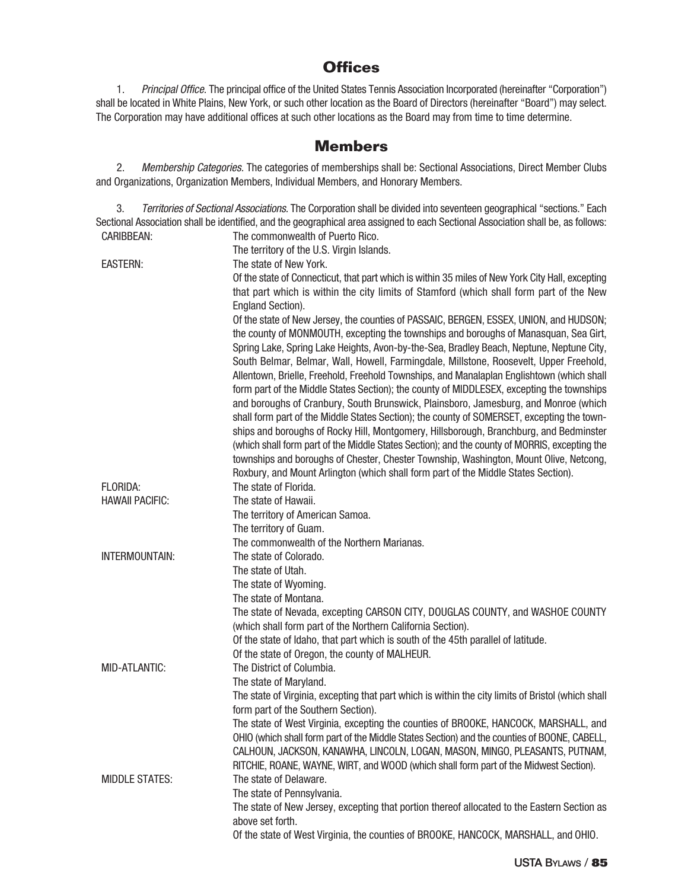## Offices

1. *Principal Office.* The principal office of the United States Tennis Association Incorporated (hereinafter "Corporation") shall be located in White Plains, New York, or such other location as the Board of Directors (hereinafter "Board") may select. The Corporation may have additional offices at such other locations as the Board may from time to time determine.

## Members

2. *Membership Categories.* The categories of memberships shall be: Sectional Associations, Direct Member Clubs and Organizations, Organization Members, Individual Members, and Honorary Members.

3. *Territories of Sectional Associations.* The Corporation shall be divided into seventeen geographical "sections." Each Sectional Association shall be identified, and the geographical area assigned to each Sectional Association shall be, as follows:

| | |
|---|---|
| CARIBBEAN: | The commonwealth of Puerto Rico.<br>The territory of the U.S. Virgin Islands. |
| EASTERN: | The state of New York.<br>Of the state of Connecticut, that part which is within 35 miles of New York City Hall, excepting that part which is within the city limits of Stamford (which shall form part of the New England Section).<br>Of the state of New Jersey, the counties of PASSAIC, BERGEN, ESSEX, UNION, and HUDSON; the county of MONMOUTH, excepting the townships and boroughs of Manasquan, Sea Girt, Spring Lake, Spring Lake Heights, Avon-by-the-Sea, Bradley Beach, Neptune, Neptune City, South Belmar, Belmar, Wall, Howell, Farmingdale, Millstone, Roosevelt, Upper Freehold, Allentown, Brielle, Freehold, Freehold Townships, and Manalaplan Englishtown (which shall form part of the Middle States Section); the county of MIDDLESEX, excepting the townships and boroughs of Cranbury, South Brunswick, Plainsboro, Jamesburg, and Monroe (which shall form part of the Middle States Section); the county of SOMERSET, excepting the townships and boroughs of Rocky Hill, Montgomery, Hillsborough, Branchburg, and Bedminster (which shall form part of the Middle States Section); and the county of MORRIS, excepting the townships and boroughs of Chester, Chester Township, Washington, Mount Olive, Netcong, Roxbury, and Mount Arlington (which shall form part of the Middle States Section). |
| FLORIDA: | The state of Florida. |
| HAWAII PACIFIC: | The state of Hawaii.<br>The territory of American Samoa.<br>The territory of Guam.<br>The commonwealth of the Northern Marianas. |
| INTERMOUNTAIN: | The state of Colorado.<br>The state of Utah.<br>The state of Wyoming.<br>The state of Montana.<br>The state of Nevada, excepting CARSON CITY, DOUGLAS COUNTY, and WASHOE COUNTY (which shall form part of the Northern California Section).<br>Of the state of Idaho, that part which is south of the 45th parallel of latitude.<br>Of the state of Oregon, the county of MALHEUR. |
| MID-ATLANTIC: | The District of Columbia.<br>The state of Maryland.<br>The state of Virginia, excepting that part which is within the city limits of Bristol (which shall form part of the Southern Section).<br>The state of West Virginia, excepting the counties of BROOKE, HANCOCK, MARSHALL, and OHIO (which shall form part of the Middle States Section) and the counties of BOONE, CABELL, CALHOUN, JACKSON, KANAWHA, LINCOLN, LOGAN, MASON, MINGO, PLEASANTS, PUTNAM, RITCHIE, ROANE, WAYNE, WIRT, and WOOD (which shall form part of the Midwest Section). |
| MIDDLE STATES: | The state of Delaware.<br>The state of Pennsylvania.<br>The state of New Jersey, excepting that portion thereof allocated to the Eastern Section as above set forth.<br>Of the state of West Virginia, the counties of BROOKE, HANCOCK, MARSHALL, and OHIO. |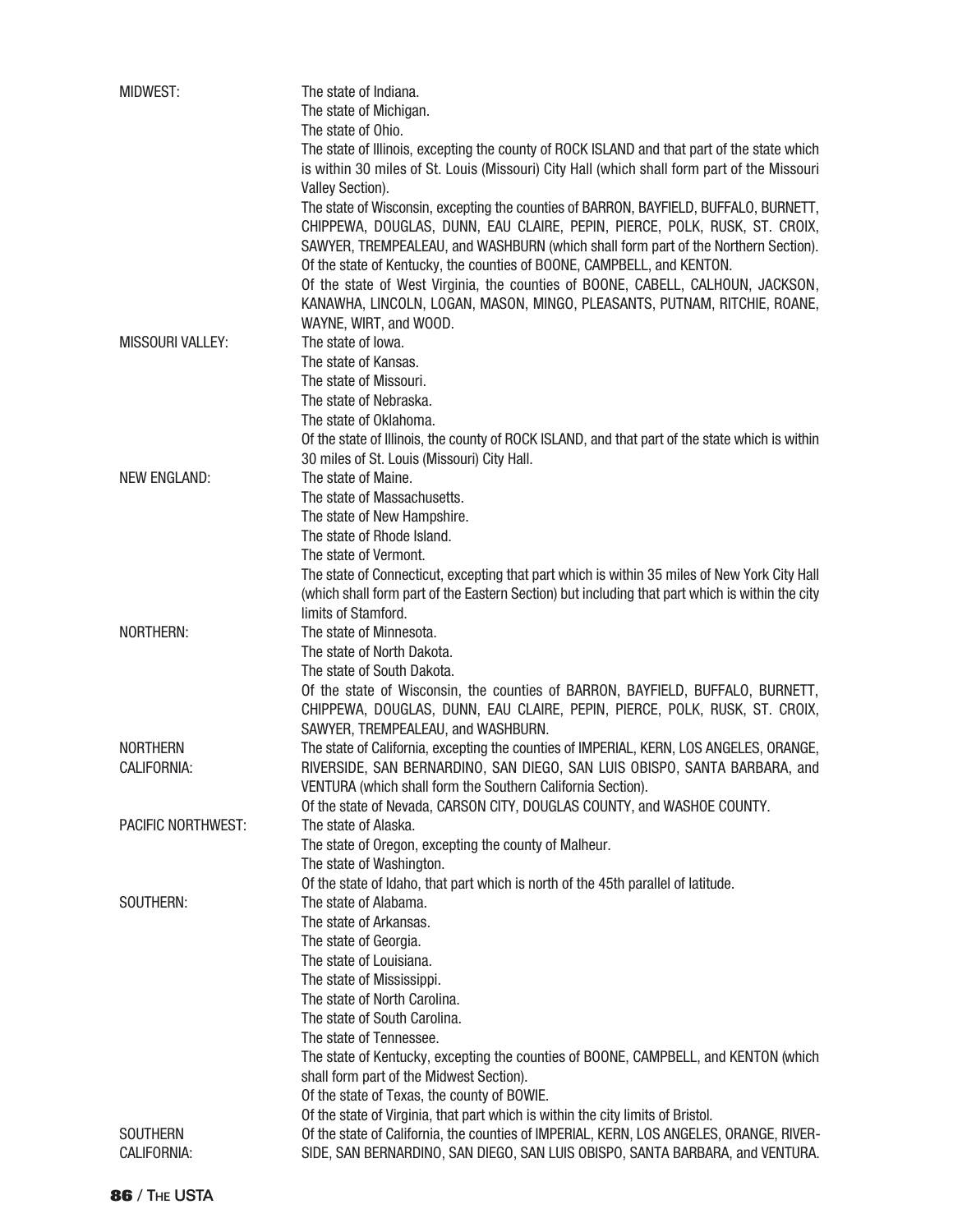**MIDWEST:**

The state of Indiana.
The state of Michigan.
The state of Ohio.
The state of Illinois, excepting the county of ROCK ISLAND and that part of the state which is within 30 miles of St. Louis (Missouri) City Hall (which shall form part of the Missouri Valley Section).
The state of Wisconsin, excepting the counties of BARRON, BAYFIELD, BUFFALO, BURNETT, CHIPPEWA, DOUGLAS, DUNN, EAU CLAIRE, PEPIN, PIERCE, POLK, RUSK, ST. CROIX, SAWYER, TREMPEALEAU, and WASHBURN (which shall form part of the Northern Section).
Of the state of Kentucky, the counties of BOONE, CAMPBELL, and KENTON.
Of the state of West Virginia, the counties of BOONE, CABELL, CALHOUN, JACKSON, KANAWHA, LINCOLN, LOGAN, MASON, MINGO, PLEASANTS, PUTNAM, RITCHIE, ROANE, WAYNE, WIRT, and WOOD.

**MISSOURI VALLEY:**

The state of Iowa.
The state of Kansas.
The state of Missouri.
The state of Nebraska.
The state of Oklahoma.
Of the state of Illinois, the county of ROCK ISLAND, and that part of the state which is within 30 miles of St. Louis (Missouri) City Hall.

**NEW ENGLAND:**

The state of Maine.
The state of Massachusetts.
The state of New Hampshire.
The state of Rhode Island.
The state of Vermont.
The state of Connecticut, excepting that part which is within 35 miles of New York City Hall (which shall form part of the Eastern Section) but including that part which is within the city limits of Stamford.

**NORTHERN:**

The state of Minnesota.
The state of North Dakota.
The state of South Dakota.
Of the state of Wisconsin, the counties of BARRON, BAYFIELD, BUFFALO, BURNETT, CHIPPEWA, DOUGLAS, DUNN, EAU CLAIRE, PEPIN, PIERCE, POLK, RUSK, ST. CROIX, SAWYER, TREMPEALEAU, and WASHBURN.

**NORTHERN CALIFORNIA:**

The state of California, excepting the counties of IMPERIAL, KERN, LOS ANGELES, ORANGE, RIVERSIDE, SAN BERNARDINO, SAN DIEGO, SAN LUIS OBISPO, SANTA BARBARA, and VENTURA (which shall form the Southern California Section).
Of the state of Nevada, CARSON CITY, DOUGLAS COUNTY, and WASHOE COUNTY.

**PACIFIC NORTHWEST:**

The state of Alaska.
The state of Oregon, excepting the county of Malheur.
The state of Washington.
Of the state of Idaho, that part which is north of the 45th parallel of latitude.

**SOUTHERN:**

The state of Alabama.
The state of Arkansas.
The state of Georgia.
The state of Louisiana.
The state of Mississippi.
The state of North Carolina.
The state of South Carolina.
The state of Tennessee.
The state of Kentucky, excepting the counties of BOONE, CAMPBELL, and KENTON (which shall form part of the Midwest Section).
Of the state of Texas, the county of BOWIE.
Of the state of Virginia, that part which is within the city limits of Bristol.

**SOUTHERN CALIFORNIA:**

Of the state of California, the counties of IMPERIAL, KERN, LOS ANGELES, ORANGE, RIVERSIDE, SAN BERNARDINO, SAN DIEGO, SAN LUIS OBISPO, SANTA BARBARA, and VENTURA.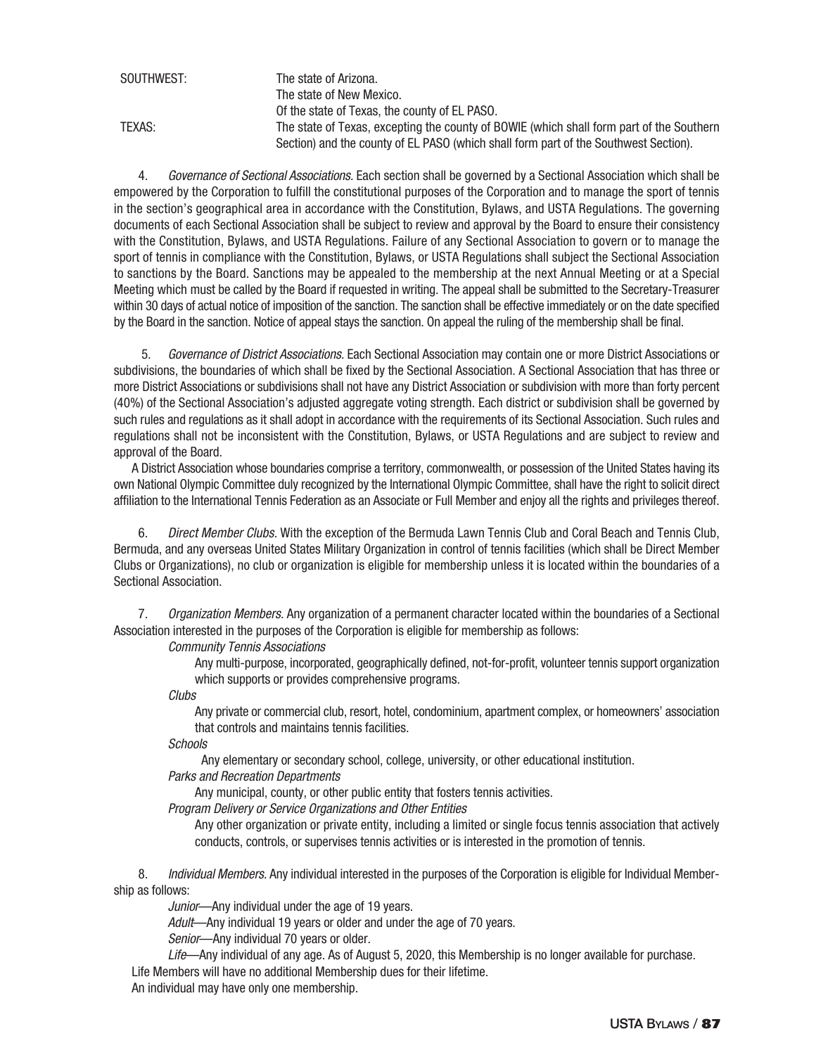| | |
|---|---|
| SOUTHWEST: | The state of Arizona. |
| | The state of New Mexico. |
| | Of the state of Texas, the county of EL PASO. |
| TEXAS: | The state of Texas, excepting the county of BOWIE (which shall form part of the Southern Section) and the county of EL PASO (which shall form part of the Southwest Section). |

4. *Governance of Sectional Associations.* Each section shall be governed by a Sectional Association which shall be empowered by the Corporation to fulfill the constitutional purposes of the Corporation and to manage the sport of tennis in the section's geographical area in accordance with the Constitution, Bylaws, and USTA Regulations. The governing documents of each Sectional Association shall be subject to review and approval by the Board to ensure their consistency with the Constitution, Bylaws, and USTA Regulations. Failure of any Sectional Association to govern or to manage the sport of tennis in compliance with the Constitution, Bylaws, or USTA Regulations shall subject the Sectional Association to sanctions by the Board. Sanctions may be appealed to the membership at the next Annual Meeting or at a Special Meeting which must be called by the Board if requested in writing. The appeal shall be submitted to the Secretary-Treasurer within 30 days of actual notice of imposition of the sanction. The sanction shall be effective immediately or on the date specified by the Board in the sanction. Notice of appeal stays the sanction. On appeal the ruling of the membership shall be final.

5. *Governance of District Associations.* Each Sectional Association may contain one or more District Associations or subdivisions, the boundaries of which shall be fixed by the Sectional Association. A Sectional Association that has three or more District Associations or subdivisions shall not have any District Association or subdivision with more than forty percent (40%) of the Sectional Association's adjusted aggregate voting strength. Each district or subdivision shall be governed by such rules and regulations as it shall adopt in accordance with the requirements of its Sectional Association. Such rules and regulations shall not be inconsistent with the Constitution, Bylaws, or USTA Regulations and are subject to review and approval of the Board.

A District Association whose boundaries comprise a territory, commonwealth, or possession of the United States having its own National Olympic Committee duly recognized by the International Olympic Committee, shall have the right to solicit direct affiliation to the International Tennis Federation as an Associate or Full Member and enjoy all the rights and privileges thereof.

6. *Direct Member Clubs.* With the exception of the Bermuda Lawn Tennis Club and Coral Beach and Tennis Club, Bermuda, and any overseas United States Military Organization in control of tennis facilities (which shall be Direct Member Clubs or Organizations), no club or organization is eligible for membership unless it is located within the boundaries of a Sectional Association.

7. *Organization Members.* Any organization of a permanent character located within the boundaries of a Sectional Association interested in the purposes of the Corporation is eligible for membership as follows:

*Community Tennis Associations*

Any multi-purpose, incorporated, geographically defined, not-for-profit, volunteer tennis support organization which supports or provides comprehensive programs.

*Clubs*

Any private or commercial club, resort, hotel, condominium, apartment complex, or homeowners' association that controls and maintains tennis facilities.

*Schools*

Any elementary or secondary school, college, university, or other educational institution.

*Parks and Recreation Departments*

Any municipal, county, or other public entity that fosters tennis activities.

*Program Delivery or Service Organizations and Other Entities*

Any other organization or private entity, including a limited or single focus tennis association that actively conducts, controls, or supervises tennis activities or is interested in the promotion of tennis.

8. *Individual Members.* Any individual interested in the purposes of the Corporation is eligible for Individual Membership as follows:

*Junior*—Any individual under the age of 19 years.

*Adult*—Any individual 19 years or older and under the age of 70 years.

*Senior*—Any individual 70 years or older.

*Life*—Any individual of any age. As of August 5, 2020, this Membership is no longer available for purchase.

Life Members will have no additional Membership dues for their lifetime.

An individual may have only one membership.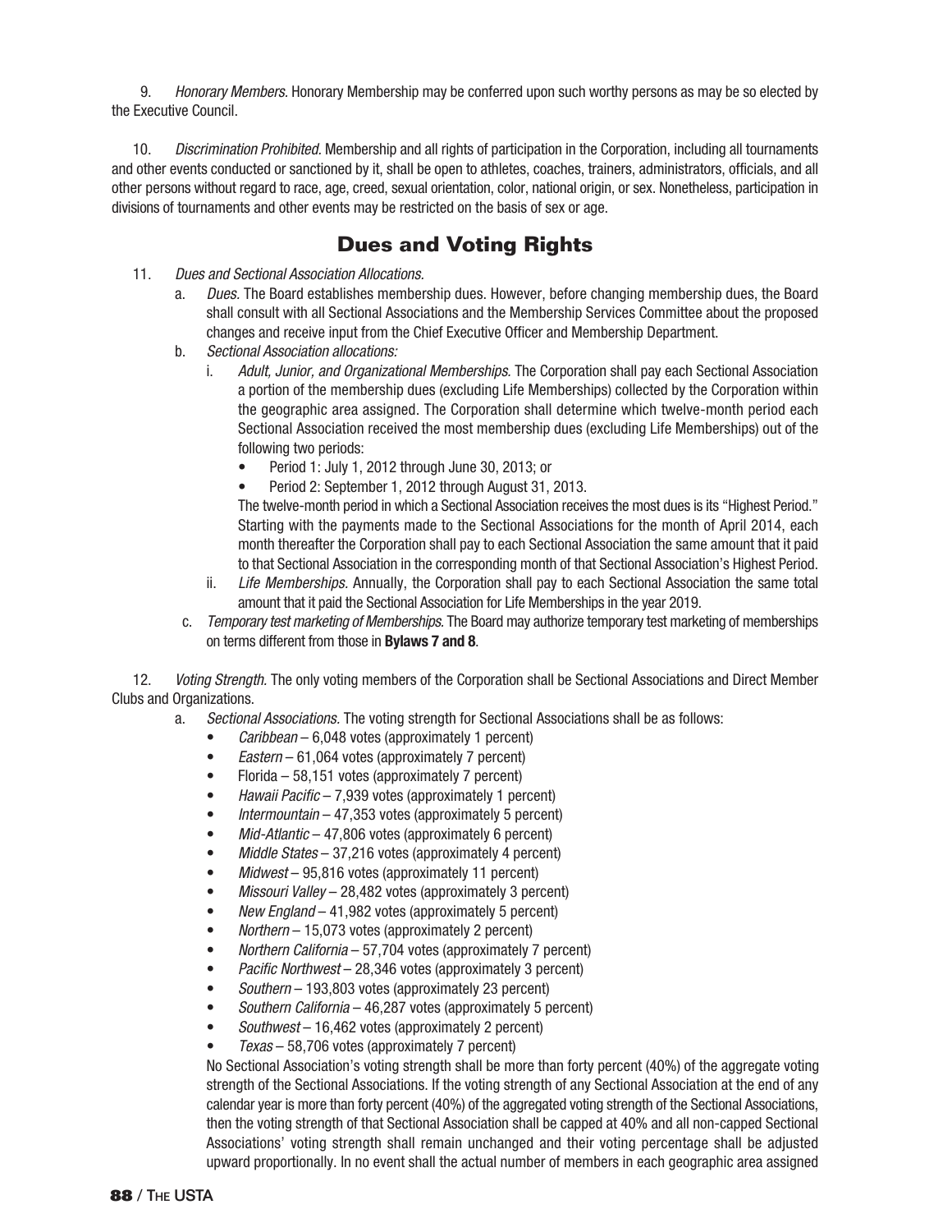9. *Honorary Members.* Honorary Membership may be conferred upon such worthy persons as may be so elected by the Executive Council.

10. *Discrimination Prohibited.* Membership and all rights of participation in the Corporation, including all tournaments and other events conducted or sanctioned by it, shall be open to athletes, coaches, trainers, administrators, officials, and all other persons without regard to race, age, creed, sexual orientation, color, national origin, or sex. Nonetheless, participation in divisions of tournaments and other events may be restricted on the basis of sex or age.

## Dues and Voting Rights

11. *Dues and Sectional Association Allocations.*
    a. *Dues.* The Board establishes membership dues. However, before changing membership dues, the Board shall consult with all Sectional Associations and the Membership Services Committee about the proposed changes and receive input from the Chief Executive Officer and Membership Department.
    b. *Sectional Association allocations:*
        i. *Adult, Junior, and Organizational Memberships.* The Corporation shall pay each Sectional Association a portion of the membership dues (excluding Life Memberships) collected by the Corporation within the geographic area assigned. The Corporation shall determine which twelve-month period each Sectional Association received the most membership dues (excluding Life Memberships) out of the following two periods:
            - Period 1: July 1, 2012 through June 30, 2013; or
            - Period 2: September 1, 2012 through August 31, 2013.

           The twelve-month period in which a Sectional Association receives the most dues is its "Highest Period." Starting with the payments made to the Sectional Associations for the month of April 2014, each month thereafter the Corporation shall pay to each Sectional Association the same amount that it paid to that Sectional Association in the corresponding month of that Sectional Association's Highest Period.
        ii. *Life Memberships.* Annually, the Corporation shall pay to each Sectional Association the same total amount that it paid the Sectional Association for Life Memberships in the year 2019.
    c. *Temporary test marketing of Memberships.* The Board may authorize temporary test marketing of memberships on terms different from those in **Bylaws 7 and 8**.

12. *Voting Strength.* The only voting members of the Corporation shall be Sectional Associations and Direct Member Clubs and Organizations.
    a. *Sectional Associations.* The voting strength for Sectional Associations shall be as follows:
        - *Caribbean* – 6,048 votes (approximately 1 percent)
        - *Eastern* – 61,064 votes (approximately 7 percent)
        - Florida – 58,151 votes (approximately 7 percent)
        - *Hawaii Pacific* – 7,939 votes (approximately 1 percent)
        - *Intermountain* – 47,353 votes (approximately 5 percent)
        - *Mid-Atlantic* – 47,806 votes (approximately 6 percent)
        - *Middle States* – 37,216 votes (approximately 4 percent)
        - *Midwest* – 95,816 votes (approximately 11 percent)
        - *Missouri Valley* – 28,482 votes (approximately 3 percent)
        - *New England* – 41,982 votes (approximately 5 percent)
        - *Northern* – 15,073 votes (approximately 2 percent)
        - *Northern California* – 57,704 votes (approximately 7 percent)
        - *Pacific Northwest* – 28,346 votes (approximately 3 percent)
        - *Southern* – 193,803 votes (approximately 23 percent)
        - *Southern California* – 46,287 votes (approximately 5 percent)
        - *Southwest* – 16,462 votes (approximately 2 percent)
        - *Texas* – 58,706 votes (approximately 7 percent)

       No Sectional Association's voting strength shall be more than forty percent (40%) of the aggregate voting strength of the Sectional Associations. If the voting strength of any Sectional Association at the end of any calendar year is more than forty percent (40%) of the aggregated voting strength of the Sectional Associations, then the voting strength of that Sectional Association shall be capped at 40% and all non-capped Sectional Associations' voting strength shall remain unchanged and their voting percentage shall be adjusted upward proportionally. In no event shall the actual number of members in each geographic area assigned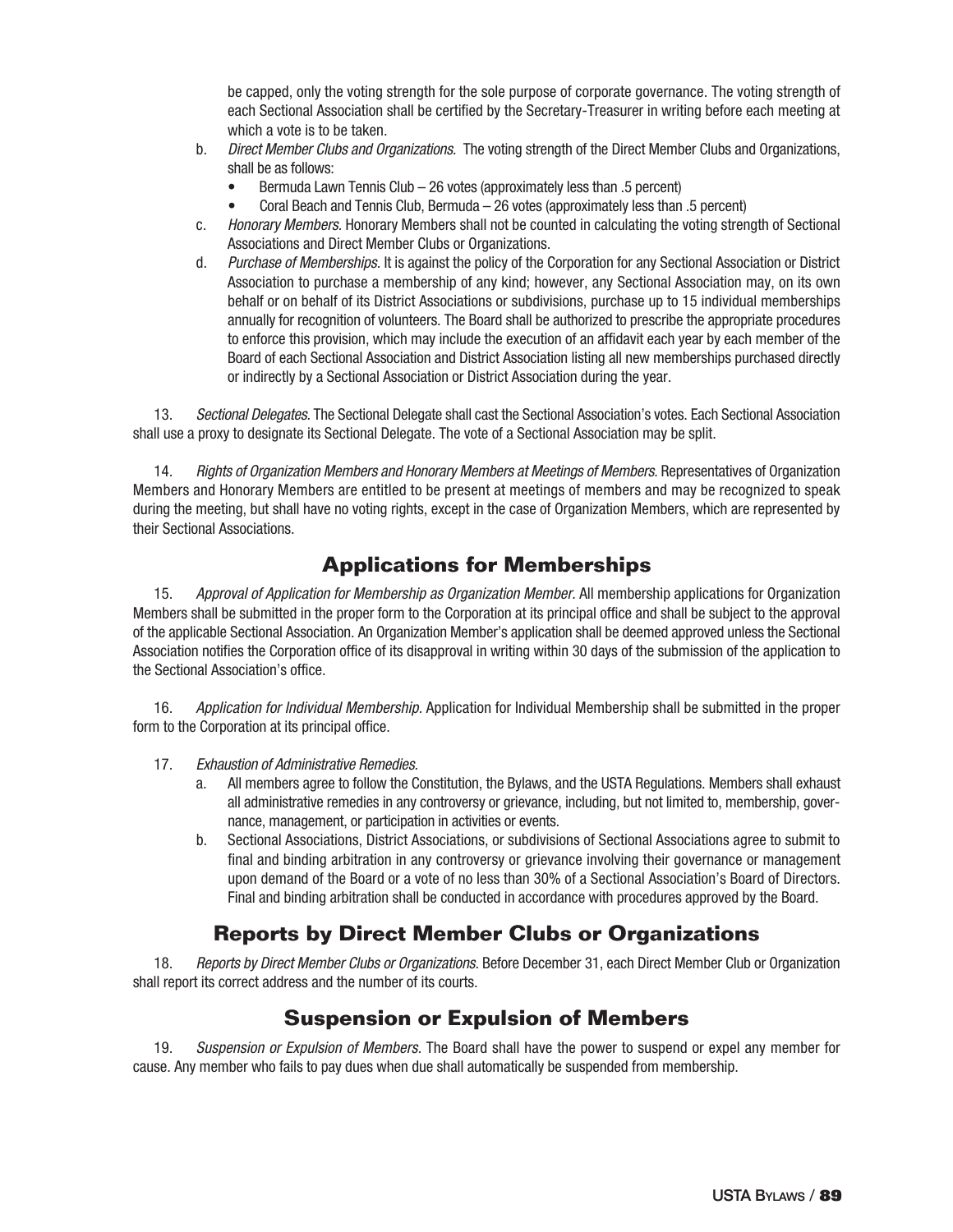be capped, only the voting strength for the sole purpose of corporate governance. The voting strength of each Sectional Association shall be certified by the Secretary-Treasurer in writing before each meeting at which a vote is to be taken.

b. *Direct Member Clubs and Organizations.* The voting strength of the Direct Member Clubs and Organizations, shall be as follows:
   - Bermuda Lawn Tennis Club – 26 votes (approximately less than .5 percent)
   - Coral Beach and Tennis Club, Bermuda – 26 votes (approximately less than .5 percent)

c. *Honorary Members.* Honorary Members shall not be counted in calculating the voting strength of Sectional Associations and Direct Member Clubs or Organizations.

d. *Purchase of Memberships.* It is against the policy of the Corporation for any Sectional Association or District Association to purchase a membership of any kind; however, any Sectional Association may, on its own behalf or on behalf of its District Associations or subdivisions, purchase up to 15 individual memberships annually for recognition of volunteers. The Board shall be authorized to prescribe the appropriate procedures to enforce this provision, which may include the execution of an affidavit each year by each member of the Board of each Sectional Association and District Association listing all new memberships purchased directly or indirectly by a Sectional Association or District Association during the year.

13. *Sectional Delegates.* The Sectional Delegate shall cast the Sectional Association's votes. Each Sectional Association shall use a proxy to designate its Sectional Delegate. The vote of a Sectional Association may be split.

14. *Rights of Organization Members and Honorary Members at Meetings of Members.* Representatives of Organization Members and Honorary Members are entitled to be present at meetings of members and may be recognized to speak during the meeting, but shall have no voting rights, except in the case of Organization Members, which are represented by their Sectional Associations.

## Applications for Memberships

15. *Approval of Application for Membership as Organization Member.* All membership applications for Organization Members shall be submitted in the proper form to the Corporation at its principal office and shall be subject to the approval of the applicable Sectional Association. An Organization Member's application shall be deemed approved unless the Sectional Association notifies the Corporation office of its disapproval in writing within 30 days of the submission of the application to the Sectional Association's office.

16. *Application for Individual Membership.* Application for Individual Membership shall be submitted in the proper form to the Corporation at its principal office.

17. *Exhaustion of Administrative Remedies.*

a. All members agree to follow the Constitution, the Bylaws, and the USTA Regulations. Members shall exhaust all administrative remedies in any controversy or grievance, including, but not limited to, membership, governance, management, or participation in activities or events.

b. Sectional Associations, District Associations, or subdivisions of Sectional Associations agree to submit to final and binding arbitration in any controversy or grievance involving their governance or management upon demand of the Board or a vote of no less than 30% of a Sectional Association's Board of Directors. Final and binding arbitration shall be conducted in accordance with procedures approved by the Board.

## Reports by Direct Member Clubs or Organizations

18. *Reports by Direct Member Clubs or Organizations.* Before December 31, each Direct Member Club or Organization shall report its correct address and the number of its courts.

## Suspension or Expulsion of Members

19. *Suspension or Expulsion of Members.* The Board shall have the power to suspend or expel any member for cause. Any member who fails to pay dues when due shall automatically be suspended from membership.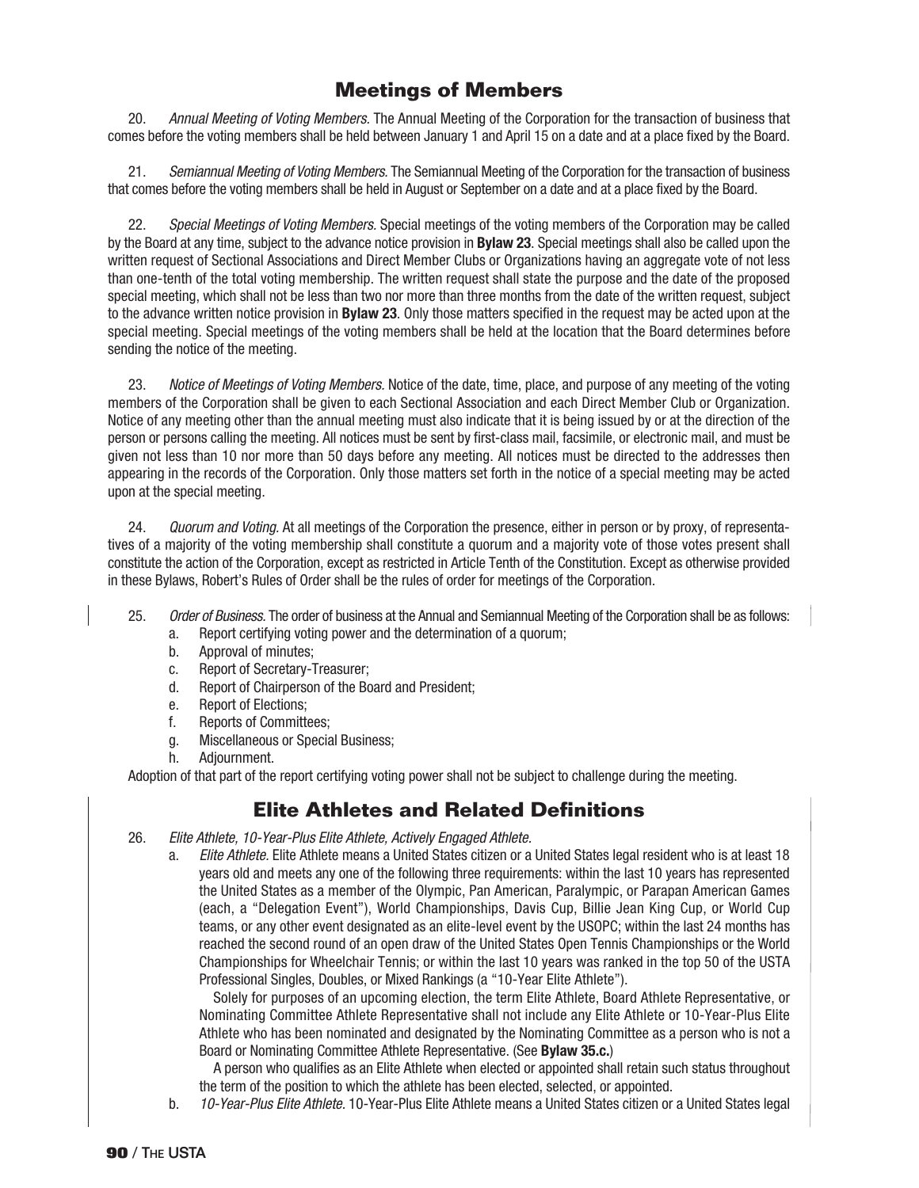## Meetings of Members

20. *Annual Meeting of Voting Members.* The Annual Meeting of the Corporation for the transaction of business that comes before the voting members shall be held between January 1 and April 15 on a date and at a place fixed by the Board.

21. *Semiannual Meeting of Voting Members.* The Semiannual Meeting of the Corporation for the transaction of business that comes before the voting members shall be held in August or September on a date and at a place fixed by the Board.

22. *Special Meetings of Voting Members.* Special meetings of the voting members of the Corporation may be called by the Board at any time, subject to the advance notice provision in **Bylaw 23**. Special meetings shall also be called upon the written request of Sectional Associations and Direct Member Clubs or Organizations having an aggregate vote of not less than one-tenth of the total voting membership. The written request shall state the purpose and the date of the proposed special meeting, which shall not be less than two nor more than three months from the date of the written request, subject to the advance written notice provision in **Bylaw 23**. Only those matters specified in the request may be acted upon at the special meeting. Special meetings of the voting members shall be held at the location that the Board determines before sending the notice of the meeting.

23. *Notice of Meetings of Voting Members.* Notice of the date, time, place, and purpose of any meeting of the voting members of the Corporation shall be given to each Sectional Association and each Direct Member Club or Organization. Notice of any meeting other than the annual meeting must also indicate that it is being issued by or at the direction of the person or persons calling the meeting. All notices must be sent by first-class mail, facsimile, or electronic mail, and must be given not less than 10 nor more than 50 days before any meeting. All notices must be directed to the addresses then appearing in the records of the Corporation. Only those matters set forth in the notice of a special meeting may be acted upon at the special meeting.

24. *Quorum and Voting.* At all meetings of the Corporation the presence, either in person or by proxy, of representatives of a majority of the voting membership shall constitute a quorum and a majority vote of those votes present shall constitute the action of the Corporation, except as restricted in Article Tenth of the Constitution. Except as otherwise provided in these Bylaws, Robert's Rules of Order shall be the rules of order for meetings of the Corporation.

25. *Order of Business.* The order of business at the Annual and Semiannual Meeting of the Corporation shall be as follows:
   a. Report certifying voting power and the determination of a quorum;
   b. Approval of minutes;
   c. Report of Secretary-Treasurer;
   d. Report of Chairperson of the Board and President;
   e. Report of Elections;
   f. Reports of Committees;
   g. Miscellaneous or Special Business;
   h. Adjournment.

Adoption of that part of the report certifying voting power shall not be subject to challenge during the meeting.

## Elite Athletes and Related Definitions

26. *Elite Athlete, 10-Year-Plus Elite Athlete, Actively Engaged Athlete.*
   a. *Elite Athlete.* Elite Athlete means a United States citizen or a United States legal resident who is at least 18 years old and meets any one of the following three requirements: within the last 10 years has represented the United States as a member of the Olympic, Pan American, Paralympic, or Parapan American Games (each, a "Delegation Event"), World Championships, Davis Cup, Billie Jean King Cup, or World Cup teams, or any other event designated as an elite-level event by the USOPC; within the last 24 months has reached the second round of an open draw of the United States Open Tennis Championships or the World Championships for Wheelchair Tennis; or within the last 10 years was ranked in the top 50 of the USTA Professional Singles, Doubles, or Mixed Rankings (a "10-Year Elite Athlete").

      Solely for purposes of an upcoming election, the term Elite Athlete, Board Athlete Representative, or Nominating Committee Athlete Representative shall not include any Elite Athlete or 10-Year-Plus Elite Athlete who has been nominated and designated by the Nominating Committee as a person who is not a Board or Nominating Committee Athlete Representative. (See **Bylaw 35.c.**)

      A person who qualifies as an Elite Athlete when elected or appointed shall retain such status throughout the term of the position to which the athlete has been elected, selected, or appointed.
   b. *10-Year-Plus Elite Athlete.* 10-Year-Plus Elite Athlete means a United States citizen or a United States legal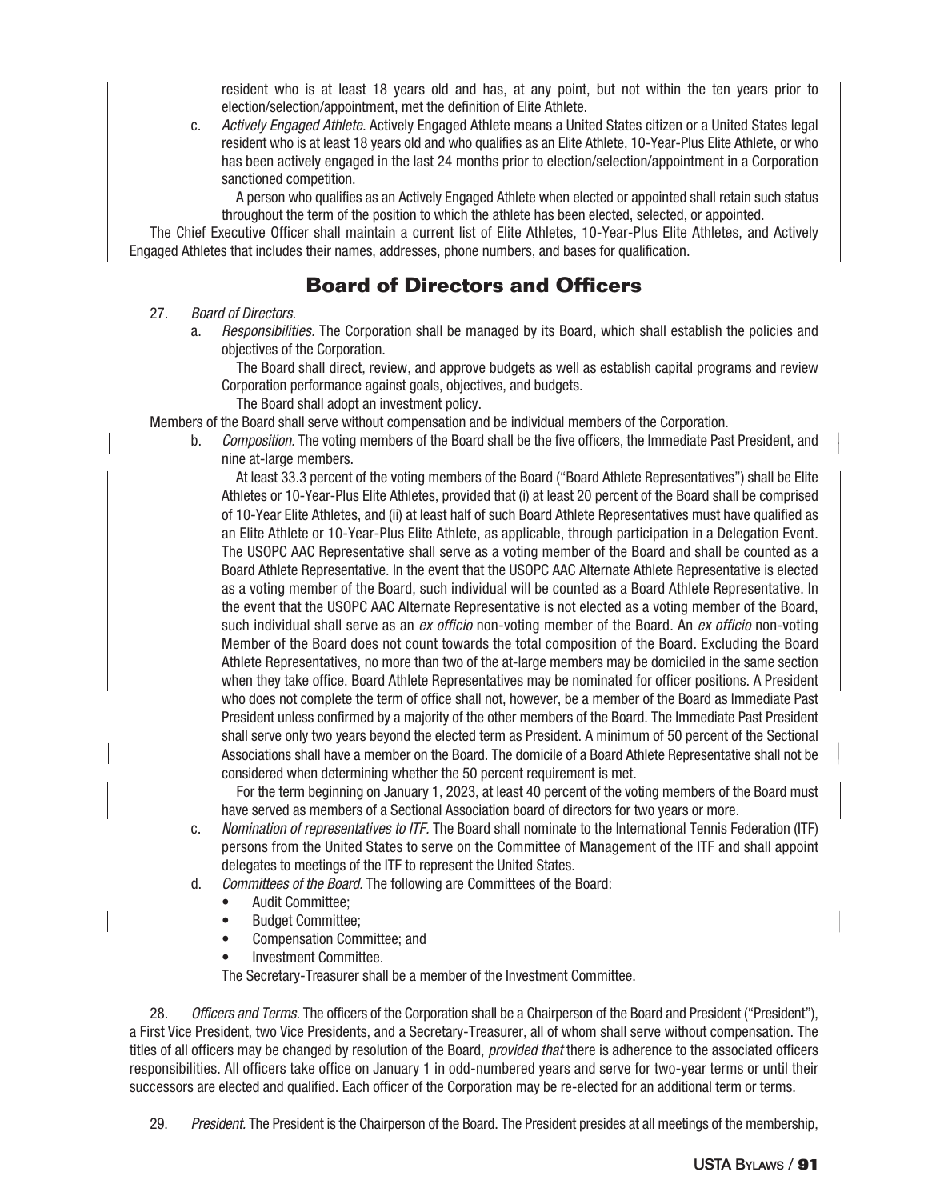resident who is at least 18 years old and has, at any point, but not within the ten years prior to election/selection/appointment, met the definition of Elite Athlete.

c. *Actively Engaged Athlete.* Actively Engaged Athlete means a United States citizen or a United States legal resident who is at least 18 years old and who qualifies as an Elite Athlete, 10-Year-Plus Elite Athlete, or who has been actively engaged in the last 24 months prior to election/selection/appointment in a Corporation sanctioned competition.

A person who qualifies as an Actively Engaged Athlete when elected or appointed shall retain such status throughout the term of the position to which the athlete has been elected, selected, or appointed.

The Chief Executive Officer shall maintain a current list of Elite Athletes, 10-Year-Plus Elite Athletes, and Actively Engaged Athletes that includes their names, addresses, phone numbers, and bases for qualification.

## Board of Directors and Officers

27. *Board of Directors.*

a. *Responsibilities.* The Corporation shall be managed by its Board, which shall establish the policies and objectives of the Corporation.

The Board shall direct, review, and approve budgets as well as establish capital programs and review Corporation performance against goals, objectives, and budgets.

The Board shall adopt an investment policy.

Members of the Board shall serve without compensation and be individual members of the Corporation.

b. *Composition.* The voting members of the Board shall be the five officers, the Immediate Past President, and nine at-large members.

At least 33.3 percent of the voting members of the Board ("Board Athlete Representatives") shall be Elite Athletes or 10-Year-Plus Elite Athletes, provided that (i) at least 20 percent of the Board shall be comprised of 10-Year Elite Athletes, and (ii) at least half of such Board Athlete Representatives must have qualified as an Elite Athlete or 10-Year-Plus Elite Athlete, as applicable, through participation in a Delegation Event. The USOPC AAC Representative shall serve as a voting member of the Board and shall be counted as a Board Athlete Representative. In the event that the USOPC AAC Alternate Athlete Representative is elected as a voting member of the Board, such individual will be counted as a Board Athlete Representative. In the event that the USOPC AAC Alternate Representative is not elected as a voting member of the Board, such individual shall serve as an *ex officio* non-voting member of the Board. An *ex officio* non-voting Member of the Board does not count towards the total composition of the Board. Excluding the Board Athlete Representatives, no more than two of the at-large members may be domiciled in the same section when they take office. Board Athlete Representatives may be nominated for officer positions. A President who does not complete the term of office shall not, however, be a member of the Board as Immediate Past President unless confirmed by a majority of the other members of the Board. The Immediate Past President shall serve only two years beyond the elected term as President. A minimum of 50 percent of the Sectional Associations shall have a member on the Board. The domicile of a Board Athlete Representative shall not be considered when determining whether the 50 percent requirement is met.

For the term beginning on January 1, 2023, at least 40 percent of the voting members of the Board must have served as members of a Sectional Association board of directors for two years or more.

c. *Nomination of representatives to ITF.* The Board shall nominate to the International Tennis Federation (ITF) persons from the United States to serve on the Committee of Management of the ITF and shall appoint delegates to meetings of the ITF to represent the United States.

d. *Committees of the Board.* The following are Committees of the Board:

- Audit Committee;
- Budget Committee;
- Compensation Committee; and
- Investment Committee.

The Secretary-Treasurer shall be a member of the Investment Committee.

28. *Officers and Terms.* The officers of the Corporation shall be a Chairperson of the Board and President ("President"), a First Vice President, two Vice Presidents, and a Secretary-Treasurer, all of whom shall serve without compensation. The titles of all officers may be changed by resolution of the Board, *provided that* there is adherence to the associated officers responsibilities. All officers take office on January 1 in odd-numbered years and serve for two-year terms or until their successors are elected and qualified. Each officer of the Corporation may be re-elected for an additional term or terms.

29. *President.* The President is the Chairperson of the Board. The President presides at all meetings of the membership,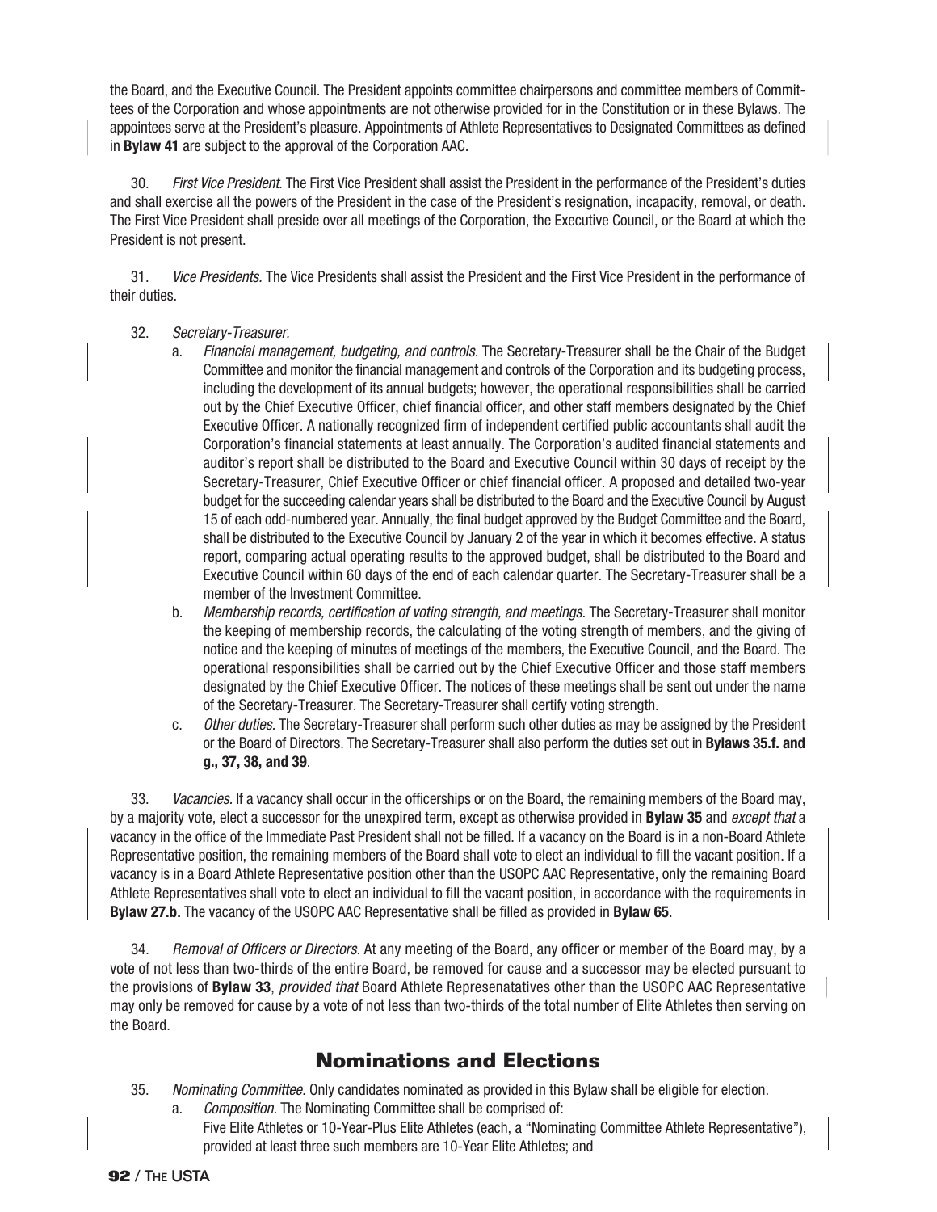the Board, and the Executive Council. The President appoints committee chairpersons and committee members of Committees of the Corporation and whose appointments are not otherwise provided for in the Constitution or in these Bylaws. The appointees serve at the President's pleasure. Appointments of Athlete Representatives to Designated Committees as defined in **Bylaw 41** are subject to the approval of the Corporation AAC.

30. *First Vice President.* The First Vice President shall assist the President in the performance of the President's duties and shall exercise all the powers of the President in the case of the President's resignation, incapacity, removal, or death. The First Vice President shall preside over all meetings of the Corporation, the Executive Council, or the Board at which the President is not present.

31. *Vice Presidents.* The Vice Presidents shall assist the President and the First Vice President in the performance of their duties.

32. *Secretary-Treasurer.*

   a. *Financial management, budgeting, and controls.* The Secretary-Treasurer shall be the Chair of the Budget Committee and monitor the financial management and controls of the Corporation and its budgeting process, including the development of its annual budgets; however, the operational responsibilities shall be carried out by the Chief Executive Officer, chief financial officer, and other staff members designated by the Chief Executive Officer. A nationally recognized firm of independent certified public accountants shall audit the Corporation's financial statements at least annually. The Corporation's audited financial statements and auditor's report shall be distributed to the Board and Executive Council within 30 days of receipt by the Secretary-Treasurer, Chief Executive Officer or chief financial officer. A proposed and detailed two-year budget for the succeeding calendar years shall be distributed to the Board and the Executive Council by August 15 of each odd-numbered year. Annually, the final budget approved by the Budget Committee and the Board, shall be distributed to the Executive Council by January 2 of the year in which it becomes effective. A status report, comparing actual operating results to the approved budget, shall be distributed to the Board and Executive Council within 60 days of the end of each calendar quarter. The Secretary-Treasurer shall be a member of the Investment Committee.

   b. *Membership records, certification of voting strength, and meetings.* The Secretary-Treasurer shall monitor the keeping of membership records, the calculating of the voting strength of members, and the giving of notice and the keeping of minutes of meetings of the members, the Executive Council, and the Board. The operational responsibilities shall be carried out by the Chief Executive Officer and those staff members designated by the Chief Executive Officer. The notices of these meetings shall be sent out under the name of the Secretary-Treasurer. The Secretary-Treasurer shall certify voting strength.

   c. *Other duties.* The Secretary-Treasurer shall perform such other duties as may be assigned by the President or the Board of Directors. The Secretary-Treasurer shall also perform the duties set out in **Bylaws 35.f. and g., 37, 38, and 39**.

33. *Vacancies.* If a vacancy shall occur in the officerships or on the Board, the remaining members of the Board may, by a majority vote, elect a successor for the unexpired term, except as otherwise provided in **Bylaw 35** and *except that* a vacancy in the office of the Immediate Past President shall not be filled. If a vacancy on the Board is in a non-Board Athlete Representative position, the remaining members of the Board shall vote to elect an individual to fill the vacant position. If a vacancy is in a Board Athlete Representative position other than the USOPC AAC Representative, only the remaining Board Athlete Representatives shall vote to elect an individual to fill the vacant position, in accordance with the requirements in **Bylaw 27.b.** The vacancy of the USOPC AAC Representative shall be filled as provided in **Bylaw 65**.

34. *Removal of Officers or Directors.* At any meeting of the Board, any officer or member of the Board may, by a vote of not less than two-thirds of the entire Board, be removed for cause and a successor may be elected pursuant to the provisions of **Bylaw 33**, *provided that* Board Athlete Represenatatives other than the USOPC AAC Representative may only be removed for cause by a vote of not less than two-thirds of the total number of Elite Athletes then serving on the Board.

## Nominations and Elections

35. *Nominating Committee.* Only candidates nominated as provided in this Bylaw shall be eligible for election.

   a. *Composition.* The Nominating Committee shall be comprised of:
   Five Elite Athletes or 10-Year-Plus Elite Athletes (each, a "Nominating Committee Athlete Representative"), provided at least three such members are 10-Year Elite Athletes; and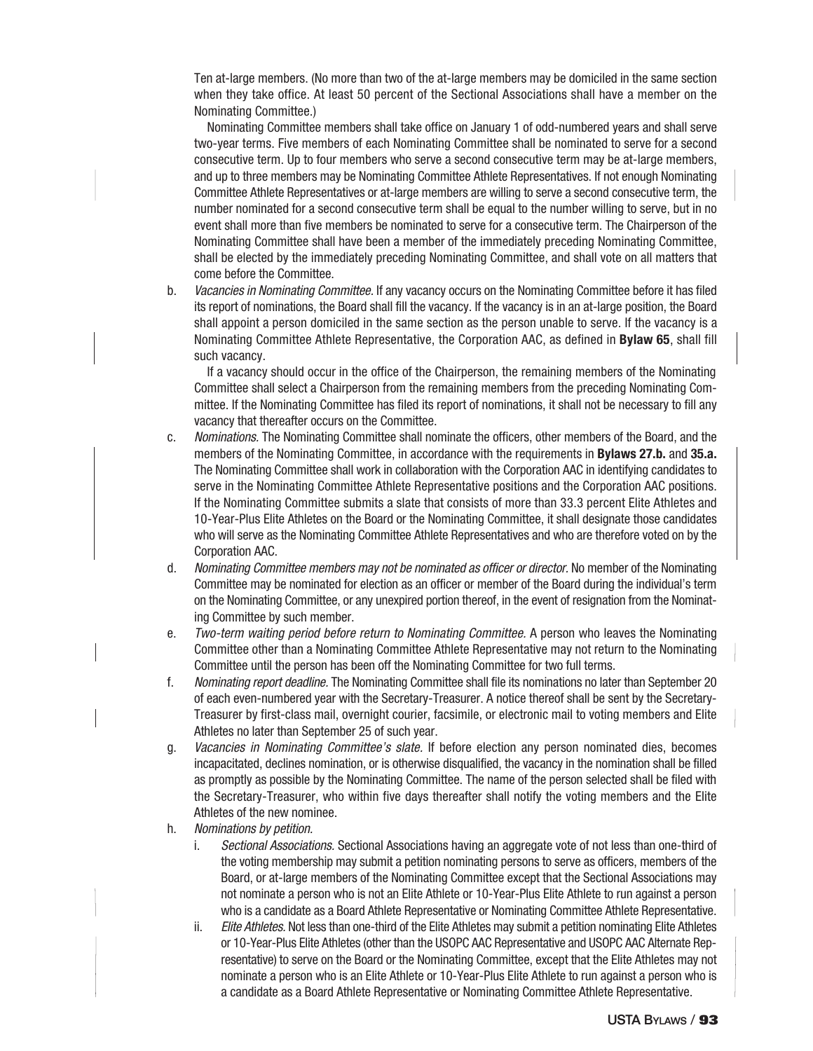Ten at-large members. (No more than two of the at-large members may be domiciled in the same section when they take office. At least 50 percent of the Sectional Associations shall have a member on the Nominating Committee.)

Nominating Committee members shall take office on January 1 of odd-numbered years and shall serve two-year terms. Five members of each Nominating Committee shall be nominated to serve for a second consecutive term. Up to four members who serve a second consecutive term may be at-large members, and up to three members may be Nominating Committee Athlete Representatives. If not enough Nominating Committee Athlete Representatives or at-large members are willing to serve a second consecutive term, the number nominated for a second consecutive term shall be equal to the number willing to serve, but in no event shall more than five members be nominated to serve for a consecutive term. The Chairperson of the Nominating Committee shall have been a member of the immediately preceding Nominating Committee, shall be elected by the immediately preceding Nominating Committee, and shall vote on all matters that come before the Committee.

b. *Vacancies in Nominating Committee.* If any vacancy occurs on the Nominating Committee before it has filed its report of nominations, the Board shall fill the vacancy. If the vacancy is in an at-large position, the Board shall appoint a person domiciled in the same section as the person unable to serve. If the vacancy is a Nominating Committee Athlete Representative, the Corporation AAC, as defined in **Bylaw 65**, shall fill such vacancy.

   If a vacancy should occur in the office of the Chairperson, the remaining members of the Nominating Committee shall select a Chairperson from the remaining members from the preceding Nominating Committee. If the Nominating Committee has filed its report of nominations, it shall not be necessary to fill any vacancy that thereafter occurs on the Committee.

c. *Nominations.* The Nominating Committee shall nominate the officers, other members of the Board, and the members of the Nominating Committee, in accordance with the requirements in **Bylaws 27.b.** and **35.a.** The Nominating Committee shall work in collaboration with the Corporation AAC in identifying candidates to serve in the Nominating Committee Athlete Representative positions and the Corporation AAC positions. If the Nominating Committee submits a slate that consists of more than 33.3 percent Elite Athletes and 10-Year-Plus Elite Athletes on the Board or the Nominating Committee, it shall designate those candidates who will serve as the Nominating Committee Athlete Representatives and who are therefore voted on by the Corporation AAC.

d. *Nominating Committee members may not be nominated as officer or director.* No member of the Nominating Committee may be nominated for election as an officer or member of the Board during the individual's term on the Nominating Committee, or any unexpired portion thereof, in the event of resignation from the Nominating Committee by such member.

e. *Two-term waiting period before return to Nominating Committee.* A person who leaves the Nominating Committee other than a Nominating Committee Athlete Representative may not return to the Nominating Committee until the person has been off the Nominating Committee for two full terms.

f. *Nominating report deadline.* The Nominating Committee shall file its nominations no later than September 20 of each even-numbered year with the Secretary-Treasurer. A notice thereof shall be sent by the Secretary-Treasurer by first-class mail, overnight courier, facsimile, or electronic mail to voting members and Elite Athletes no later than September 25 of such year.

g. *Vacancies in Nominating Committee's slate.* If before election any person nominated dies, becomes incapacitated, declines nomination, or is otherwise disqualified, the vacancy in the nomination shall be filled as promptly as possible by the Nominating Committee. The name of the person selected shall be filed with the Secretary-Treasurer, who within five days thereafter shall notify the voting members and the Elite Athletes of the new nominee.

h. *Nominations by petition.*

   i. *Sectional Associations.* Sectional Associations having an aggregate vote of not less than one-third of the voting membership may submit a petition nominating persons to serve as officers, members of the Board, or at-large members of the Nominating Committee except that the Sectional Associations may not nominate a person who is not an Elite Athlete or 10-Year-Plus Elite Athlete to run against a person who is a candidate as a Board Athlete Representative or Nominating Committee Athlete Representative.

   ii. *Elite Athletes.* Not less than one-third of the Elite Athletes may submit a petition nominating Elite Athletes or 10-Year-Plus Elite Athletes (other than the USOPC AAC Representative and USOPC AAC Alternate Representative) to serve on the Board or the Nominating Committee, except that the Elite Athletes may not nominate a person who is an Elite Athlete or 10-Year-Plus Elite Athlete to run against a person who is a candidate as a Board Athlete Representative or Nominating Committee Athlete Representative.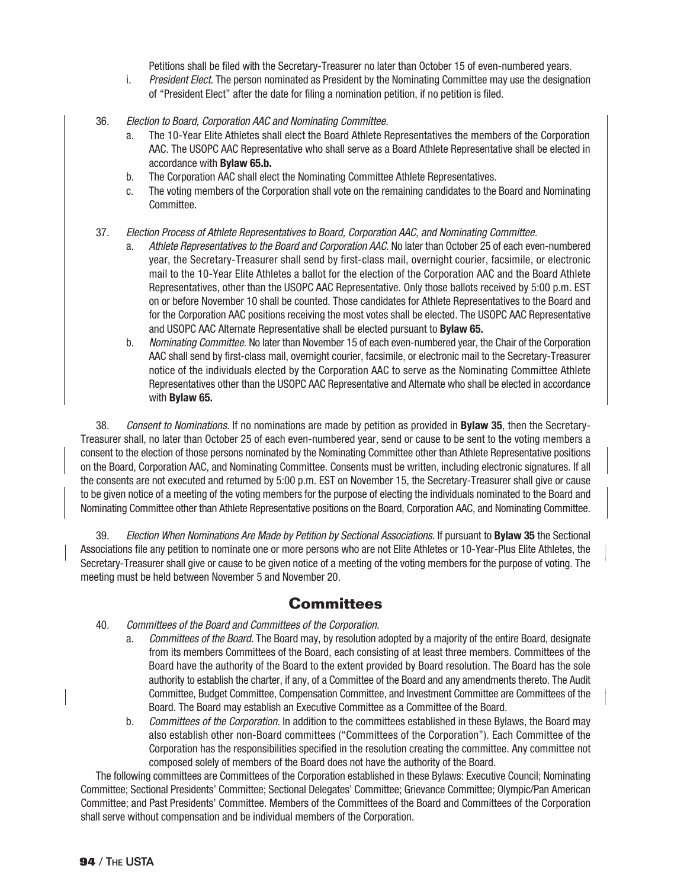Petitions shall be filed with the Secretary-Treasurer no later than October 15 of even-numbered years.

i. *President Elect.* The person nominated as President by the Nominating Committee may use the designation of "President Elect" after the date for filing a nomination petition, if no petition is filed.

36. *Election to Board, Corporation AAC and Nominating Committee.*
   a. The 10-Year Elite Athletes shall elect the Board Athlete Representatives the members of the Corporation AAC. The USOPC AAC Representative who shall serve as a Board Athlete Representative shall be elected in accordance with **Bylaw 65.b.**
   b. The Corporation AAC shall elect the Nominating Committee Athlete Representatives.
   c. The voting members of the Corporation shall vote on the remaining candidates to the Board and Nominating Committee.

37. *Election Process of Athlete Representatives to Board, Corporation AAC, and Nominating Committee.*
   a. *Athlete Representatives to the Board and Corporation AAC.* No later than October 25 of each even-numbered year, the Secretary-Treasurer shall send by first-class mail, overnight courier, facsimile, or electronic mail to the 10-Year Elite Athletes a ballot for the election of the Corporation AAC and the Board Athlete Representatives, other than the USOPC AAC Representative. Only those ballots received by 5:00 p.m. EST on or before November 10 shall be counted. Those candidates for Athlete Representatives to the Board and for the Corporation AAC positions receiving the most votes shall be elected. The USOPC AAC Representative and USOPC AAC Alternate Representative shall be elected pursuant to **Bylaw 65.**
   b. *Nominating Committee.* No later than November 15 of each even-numbered year, the Chair of the Corporation AAC shall send by first-class mail, overnight courier, facsimile, or electronic mail to the Secretary-Treasurer notice of the individuals elected by the Corporation AAC to serve as the Nominating Committee Athlete Representatives other than the USOPC AAC Representative and Alternate who shall be elected in accordance with **Bylaw 65.**

38. *Consent to Nominations.* If no nominations are made by petition as provided in **Bylaw 35**, then the Secretary-Treasurer shall, no later than October 25 of each even-numbered year, send or cause to be sent to the voting members a consent to the election of those persons nominated by the Nominating Committee other than Athlete Representative positions on the Board, Corporation AAC, and Nominating Committee. Consents must be written, including electronic signatures. If all the consents are not executed and returned by 5:00 p.m. EST on November 15, the Secretary-Treasurer shall give or cause to be given notice of a meeting of the voting members for the purpose of electing the individuals nominated to the Board and Nominating Committee other than Athlete Representative positions on the Board, Corporation AAC, and Nominating Committee.

39. *Election When Nominations Are Made by Petition by Sectional Associations.* If pursuant to **Bylaw 35** the Sectional Associations file any petition to nominate one or more persons who are not Elite Athletes or 10-Year-Plus Elite Athletes, the Secretary-Treasurer shall give or cause to be given notice of a meeting of the voting members for the purpose of voting. The meeting must be held between November 5 and November 20.

## Committees

40. *Committees of the Board and Committees of the Corporation.*
   a. *Committees of the Board.* The Board may, by resolution adopted by a majority of the entire Board, designate from its members Committees of the Board, each consisting of at least three members. Committees of the Board have the authority of the Board to the extent provided by Board resolution. The Board has the sole authority to establish the charter, if any, of a Committee of the Board and any amendments thereto. The Audit Committee, Budget Committee, Compensation Committee, and Investment Committee are Committees of the Board. The Board may establish an Executive Committee as a Committee of the Board.
   b. *Committees of the Corporation.* In addition to the committees established in these Bylaws, the Board may also establish other non-Board committees ("Committees of the Corporation"). Each Committee of the Corporation has the responsibilities specified in the resolution creating the committee. Any committee not composed solely of members of the Board does not have the authority of the Board.

The following committees are Committees of the Corporation established in these Bylaws: Executive Council; Nominating Committee; Sectional Presidents' Committee; Sectional Delegates' Committee; Grievance Committee; Olympic/Pan American Committee; and Past Presidents' Committee. Members of the Committees of the Board and Committees of the Corporation shall serve without compensation and be individual members of the Corporation.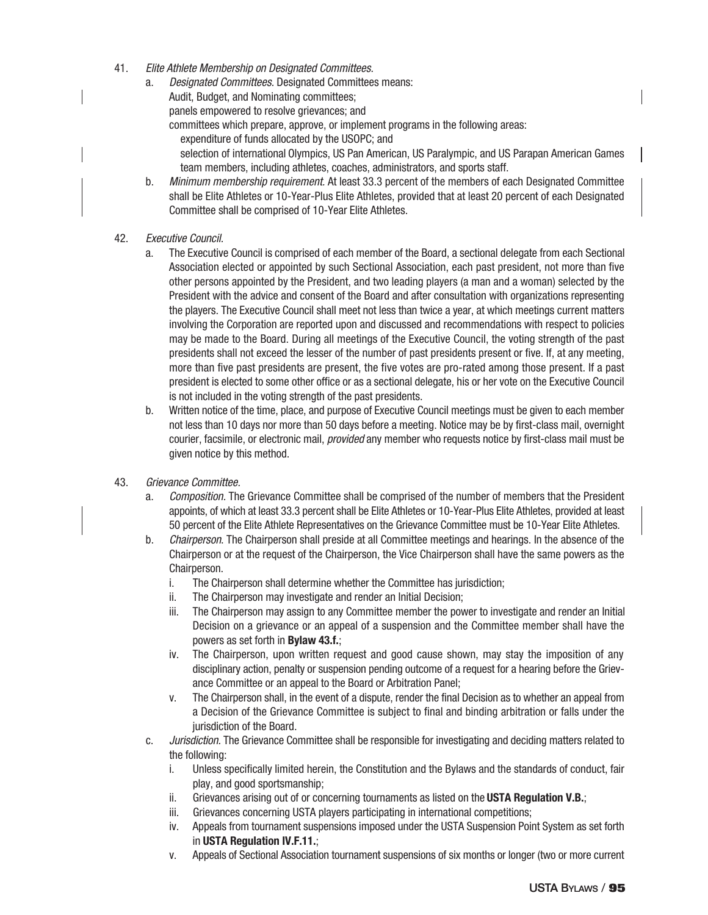41. *Elite Athlete Membership on Designated Committees.*
    a. *Designated Committees.* Designated Committees means:
       Audit, Budget, and Nominating committees;
       panels empowered to resolve grievances; and
       committees which prepare, approve, or implement programs in the following areas:
         expenditure of funds allocated by the USOPC; and
         selection of international Olympics, US Pan American, US Paralympic, and US Parapan American Games team members, including athletes, coaches, administrators, and sports staff.
    b. *Minimum membership requirement.* At least 33.3 percent of the members of each Designated Committee shall be Elite Athletes or 10-Year-Plus Elite Athletes, provided that at least 20 percent of each Designated Committee shall be comprised of 10-Year Elite Athletes.

42. *Executive Council.*
    a. The Executive Council is comprised of each member of the Board, a sectional delegate from each Sectional Association elected or appointed by such Sectional Association, each past president, not more than five other persons appointed by the President, and two leading players (a man and a woman) selected by the President with the advice and consent of the Board and after consultation with organizations representing the players. The Executive Council shall meet not less than twice a year, at which meetings current matters involving the Corporation are reported upon and discussed and recommendations with respect to policies may be made to the Board. During all meetings of the Executive Council, the voting strength of the past presidents shall not exceed the lesser of the number of past presidents present or five. If, at any meeting, more than five past presidents are present, the five votes are pro-rated among those present. If a past president is elected to some other office or as a sectional delegate, his or her vote on the Executive Council is not included in the voting strength of the past presidents.
    b. Written notice of the time, place, and purpose of Executive Council meetings must be given to each member not less than 10 days nor more than 50 days before a meeting. Notice may be by first-class mail, overnight courier, facsimile, or electronic mail, *provided* any member who requests notice by first-class mail must be given notice by this method.

43. *Grievance Committee.*
    a. *Composition.* The Grievance Committee shall be comprised of the number of members that the President appoints, of which at least 33.3 percent shall be Elite Athletes or 10-Year-Plus Elite Athletes, provided at least 50 percent of the Elite Athlete Representatives on the Grievance Committee must be 10-Year Elite Athletes.
    b. *Chairperson.* The Chairperson shall preside at all Committee meetings and hearings. In the absence of the Chairperson or at the request of the Chairperson, the Vice Chairperson shall have the same powers as the Chairperson.
       i. The Chairperson shall determine whether the Committee has jurisdiction;
       ii. The Chairperson may investigate and render an Initial Decision;
       iii. The Chairperson may assign to any Committee member the power to investigate and render an Initial Decision on a grievance or an appeal of a suspension and the Committee member shall have the powers as set forth in **Bylaw 43.f.**;
       iv. The Chairperson, upon written request and good cause shown, may stay the imposition of any disciplinary action, penalty or suspension pending outcome of a request for a hearing before the Grievance Committee or an appeal to the Board or Arbitration Panel;
       v. The Chairperson shall, in the event of a dispute, render the final Decision as to whether an appeal from a Decision of the Grievance Committee is subject to final and binding arbitration or falls under the jurisdiction of the Board.
    c. *Jurisdiction.* The Grievance Committee shall be responsible for investigating and deciding matters related to the following:
       i. Unless specifically limited herein, the Constitution and the Bylaws and the standards of conduct, fair play, and good sportsmanship;
       ii. Grievances arising out of or concerning tournaments as listed on the **USTA Regulation V.B.**;
       iii. Grievances concerning USTA players participating in international competitions;
       iv. Appeals from tournament suspensions imposed under the USTA Suspension Point System as set forth in **USTA Regulation IV.F.11.**;
       v. Appeals of Sectional Association tournament suspensions of six months or longer (two or more current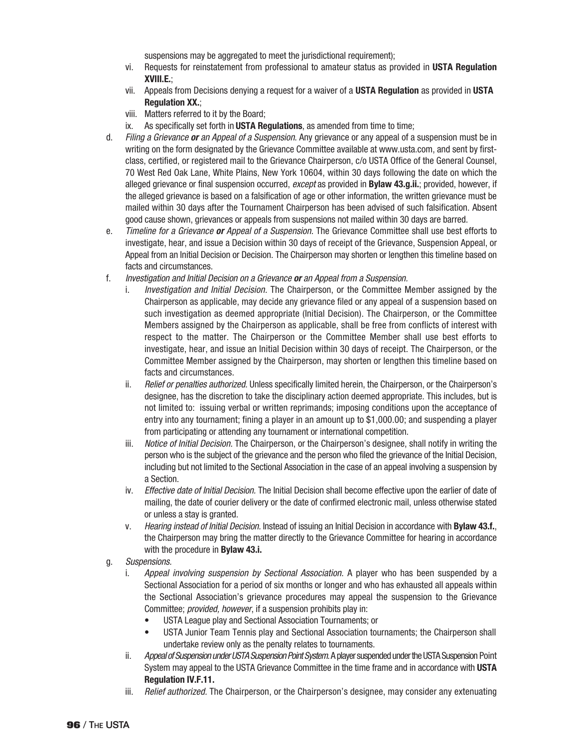suspensions may be aggregated to meet the jurisdictional requirement);

vi. Requests for reinstatement from professional to amateur status as provided in **USTA Regulation XVIII.E.**;

vii. Appeals from Decisions denying a request for a waiver of a **USTA Regulation** as provided in **USTA Regulation XX.**;

viii. Matters referred to it by the Board;

ix. As specifically set forth in **USTA Regulations**, as amended from time to time;

d. *Filing a Grievance **or** an Appeal of a Suspension.* Any grievance or any appeal of a suspension must be in writing on the form designated by the Grievance Committee available at www.usta.com, and sent by first-class, certified, or registered mail to the Grievance Chairperson, c/o USTA Office of the General Counsel, 70 West Red Oak Lane, White Plains, New York 10604, within 30 days following the date on which the alleged grievance or final suspension occurred, *except* as provided in **Bylaw 43.g.ii.**; provided, however, if the alleged grievance is based on a falsification of age or other information, the written grievance must be mailed within 30 days after the Tournament Chairperson has been advised of such falsification. Absent good cause shown, grievances or appeals from suspensions not mailed within 30 days are barred.

e. *Timeline for a Grievance **or** Appeal of a Suspension.* The Grievance Committee shall use best efforts to investigate, hear, and issue a Decision within 30 days of receipt of the Grievance, Suspension Appeal, or Appeal from an Initial Decision or Decision. The Chairperson may shorten or lengthen this timeline based on facts and circumstances.

f. *Investigation and Initial Decision on a Grievance **or** an Appeal from a Suspension.*

i. *Investigation and Initial Decision.* The Chairperson, or the Committee Member assigned by the Chairperson as applicable, may decide any grievance filed or any appeal of a suspension based on such investigation as deemed appropriate (Initial Decision). The Chairperson, or the Committee Members assigned by the Chairperson as applicable, shall be free from conflicts of interest with respect to the matter. The Chairperson or the Committee Member shall use best efforts to investigate, hear, and issue an Initial Decision within 30 days of receipt. The Chairperson, or the Committee Member assigned by the Chairperson, may shorten or lengthen this timeline based on facts and circumstances.

ii. *Relief or penalties authorized.* Unless specifically limited herein, the Chairperson, or the Chairperson's designee, has the discretion to take the disciplinary action deemed appropriate. This includes, but is not limited to: issuing verbal or written reprimands; imposing conditions upon the acceptance of entry into any tournament; fining a player in an amount up to $1,000.00; and suspending a player from participating or attending any tournament or international competition.

iii. *Notice of Initial Decision.* The Chairperson, or the Chairperson's designee, shall notify in writing the person who is the subject of the grievance and the person who filed the grievance of the Initial Decision, including but not limited to the Sectional Association in the case of an appeal involving a suspension by a Section.

iv. *Effective date of Initial Decision.* The Initial Decision shall become effective upon the earlier of date of mailing, the date of courier delivery or the date of confirmed electronic mail, unless otherwise stated or unless a stay is granted.

v. *Hearing instead of Initial Decision.* Instead of issuing an Initial Decision in accordance with **Bylaw 43.f.**, the Chairperson may bring the matter directly to the Grievance Committee for hearing in accordance with the procedure in **Bylaw 43.i.**

g. *Suspensions.*

i. *Appeal involving suspension by Sectional Association.* A player who has been suspended by a Sectional Association for a period of six months or longer and who has exhausted all appeals within the Sectional Association's grievance procedures may appeal the suspension to the Grievance Committee; *provided, however*, if a suspension prohibits play in:

- USTA League play and Sectional Association Tournaments; or
- USTA Junior Team Tennis play and Sectional Association tournaments; the Chairperson shall undertake review only as the penalty relates to tournaments.

ii. *Appeal of Suspension under USTA Suspension Point System.* A player suspended under the USTA Suspension Point System may appeal to the USTA Grievance Committee in the time frame and in accordance with **USTA Regulation IV.F.11.**

iii. *Relief authorized.* The Chairperson, or the Chairperson's designee, may consider any extenuating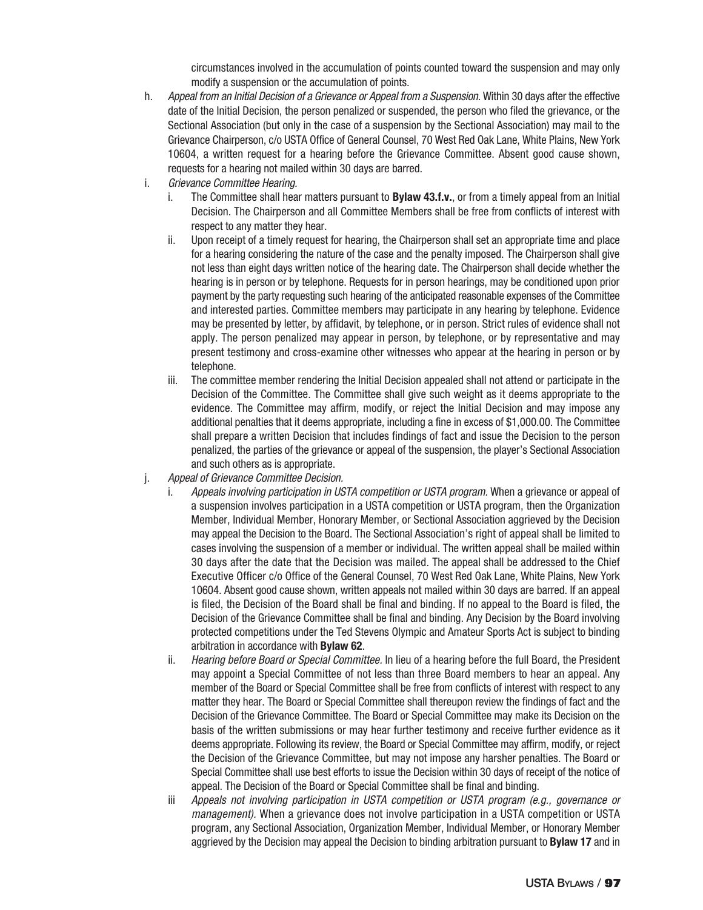circumstances involved in the accumulation of points counted toward the suspension and may only modify a suspension or the accumulation of points.

h. *Appeal from an Initial Decision of a Grievance or Appeal from a Suspension.* Within 30 days after the effective date of the Initial Decision, the person penalized or suspended, the person who filed the grievance, or the Sectional Association (but only in the case of a suspension by the Sectional Association) may mail to the Grievance Chairperson, c/o USTA Office of General Counsel, 70 West Red Oak Lane, White Plains, New York 10604, a written request for a hearing before the Grievance Committee. Absent good cause shown, requests for a hearing not mailed within 30 days are barred.

i. *Grievance Committee Hearing.*
   - i. The Committee shall hear matters pursuant to **Bylaw 43.f.v.**, or from a timely appeal from an Initial Decision. The Chairperson and all Committee Members shall be free from conflicts of interest with respect to any matter they hear.
   - ii. Upon receipt of a timely request for hearing, the Chairperson shall set an appropriate time and place for a hearing considering the nature of the case and the penalty imposed. The Chairperson shall give not less than eight days written notice of the hearing date. The Chairperson shall decide whether the hearing is in person or by telephone. Requests for in person hearings, may be conditioned upon prior payment by the party requesting such hearing of the anticipated reasonable expenses of the Committee and interested parties. Committee members may participate in any hearing by telephone. Evidence may be presented by letter, by affidavit, by telephone, or in person. Strict rules of evidence shall not apply. The person penalized may appear in person, by telephone, or by representative and may present testimony and cross-examine other witnesses who appear at the hearing in person or by telephone.
   - iii. The committee member rendering the Initial Decision appealed shall not attend or participate in the Decision of the Committee. The Committee shall give such weight as it deems appropriate to the evidence. The Committee may affirm, modify, or reject the Initial Decision and may impose any additional penalties that it deems appropriate, including a fine in excess of $1,000.00. The Committee shall prepare a written Decision that includes findings of fact and issue the Decision to the person penalized, the parties of the grievance or appeal of the suspension, the player's Sectional Association and such others as is appropriate.

j. *Appeal of Grievance Committee Decision.*
   - i. *Appeals involving participation in USTA competition or USTA program.* When a grievance or appeal of a suspension involves participation in a USTA competition or USTA program, then the Organization Member, Individual Member, Honorary Member, or Sectional Association aggrieved by the Decision may appeal the Decision to the Board. The Sectional Association's right of appeal shall be limited to cases involving the suspension of a member or individual. The written appeal shall be mailed within 30 days after the date that the Decision was mailed. The appeal shall be addressed to the Chief Executive Officer c/o Office of the General Counsel, 70 West Red Oak Lane, White Plains, New York 10604. Absent good cause shown, written appeals not mailed within 30 days are barred. If an appeal is filed, the Decision of the Board shall be final and binding. If no appeal to the Board is filed, the Decision of the Grievance Committee shall be final and binding. Any Decision by the Board involving protected competitions under the Ted Stevens Olympic and Amateur Sports Act is subject to binding arbitration in accordance with **Bylaw 62**.
   - ii. *Hearing before Board or Special Committee.* In lieu of a hearing before the full Board, the President may appoint a Special Committee of not less than three Board members to hear an appeal. Any member of the Board or Special Committee shall be free from conflicts of interest with respect to any matter they hear. The Board or Special Committee shall thereupon review the findings of fact and the Decision of the Grievance Committee. The Board or Special Committee may make its Decision on the basis of the written submissions or may hear further testimony and receive further evidence as it deems appropriate. Following its review, the Board or Special Committee may affirm, modify, or reject the Decision of the Grievance Committee, but may not impose any harsher penalties. The Board or Special Committee shall use best efforts to issue the Decision within 30 days of receipt of the notice of appeal. The Decision of the Board or Special Committee shall be final and binding.
   - iii *Appeals not involving participation in USTA competition or USTA program (e.g., governance or management).* When a grievance does not involve participation in a USTA competition or USTA program, any Sectional Association, Organization Member, Individual Member, or Honorary Member aggrieved by the Decision may appeal the Decision to binding arbitration pursuant to **Bylaw 17** and in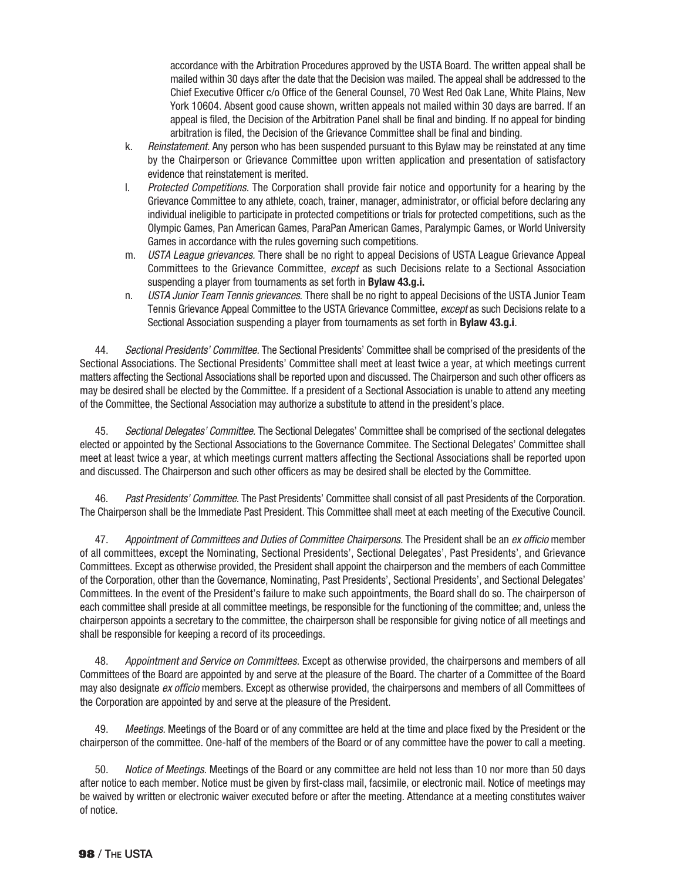accordance with the Arbitration Procedures approved by the USTA Board. The written appeal shall be mailed within 30 days after the date that the Decision was mailed. The appeal shall be addressed to the Chief Executive Officer c/o Office of the General Counsel, 70 West Red Oak Lane, White Plains, New York 10604. Absent good cause shown, written appeals not mailed within 30 days are barred. If an appeal is filed, the Decision of the Arbitration Panel shall be final and binding. If no appeal for binding arbitration is filed, the Decision of the Grievance Committee shall be final and binding.

k. *Reinstatement*. Any person who has been suspended pursuant to this Bylaw may be reinstated at any time by the Chairperson or Grievance Committee upon written application and presentation of satisfactory evidence that reinstatement is merited.

l. *Protected Competitions*. The Corporation shall provide fair notice and opportunity for a hearing by the Grievance Committee to any athlete, coach, trainer, manager, administrator, or official before declaring any individual ineligible to participate in protected competitions or trials for protected competitions, such as the Olympic Games, Pan American Games, ParaPan American Games, Paralympic Games, or World University Games in accordance with the rules governing such competitions.

m. *USTA League grievances*. There shall be no right to appeal Decisions of USTA League Grievance Appeal Committees to the Grievance Committee, *except* as such Decisions relate to a Sectional Association suspending a player from tournaments as set forth in **Bylaw 43.g.i.**

n. *USTA Junior Team Tennis grievances*. There shall be no right to appeal Decisions of the USTA Junior Team Tennis Grievance Appeal Committee to the USTA Grievance Committee, *except* as such Decisions relate to a Sectional Association suspending a player from tournaments as set forth in **Bylaw 43.g.i**.

44. *Sectional Presidents' Committee*. The Sectional Presidents' Committee shall be comprised of the presidents of the Sectional Associations. The Sectional Presidents' Committee shall meet at least twice a year, at which meetings current matters affecting the Sectional Associations shall be reported upon and discussed. The Chairperson and such other officers as may be desired shall be elected by the Committee. If a president of a Sectional Association is unable to attend any meeting of the Committee, the Sectional Association may authorize a substitute to attend in the president's place.

45. *Sectional Delegates' Committee*. The Sectional Delegates' Committee shall be comprised of the sectional delegates elected or appointed by the Sectional Associations to the Governance Commitee. The Sectional Delegates' Committee shall meet at least twice a year, at which meetings current matters affecting the Sectional Associations shall be reported upon and discussed. The Chairperson and such other officers as may be desired shall be elected by the Committee.

46. *Past Presidents' Committee*. The Past Presidents' Committee shall consist of all past Presidents of the Corporation. The Chairperson shall be the Immediate Past President. This Committee shall meet at each meeting of the Executive Council.

47. *Appointment of Committees and Duties of Committee Chairpersons*. The President shall be an *ex officio* member of all committees, except the Nominating, Sectional Presidents', Sectional Delegates', Past Presidents', and Grievance Committees. Except as otherwise provided, the President shall appoint the chairperson and the members of each Committee of the Corporation, other than the Governance, Nominating, Past Presidents', Sectional Presidents', and Sectional Delegates' Committees. In the event of the President's failure to make such appointments, the Board shall do so. The chairperson of each committee shall preside at all committee meetings, be responsible for the functioning of the committee; and, unless the chairperson appoints a secretary to the committee, the chairperson shall be responsible for giving notice of all meetings and shall be responsible for keeping a record of its proceedings.

48. *Appointment and Service on Committees*. Except as otherwise provided, the chairpersons and members of all Committees of the Board are appointed by and serve at the pleasure of the Board. The charter of a Committee of the Board may also designate *ex officio* members. Except as otherwise provided, the chairpersons and members of all Committees of the Corporation are appointed by and serve at the pleasure of the President.

49. *Meetings*. Meetings of the Board or of any committee are held at the time and place fixed by the President or the chairperson of the committee. One-half of the members of the Board or of any committee have the power to call a meeting.

50. *Notice of Meetings*. Meetings of the Board or any committee are held not less than 10 nor more than 50 days after notice to each member. Notice must be given by first-class mail, facsimile, or electronic mail. Notice of meetings may be waived by written or electronic waiver executed before or after the meeting. Attendance at a meeting constitutes waiver of notice.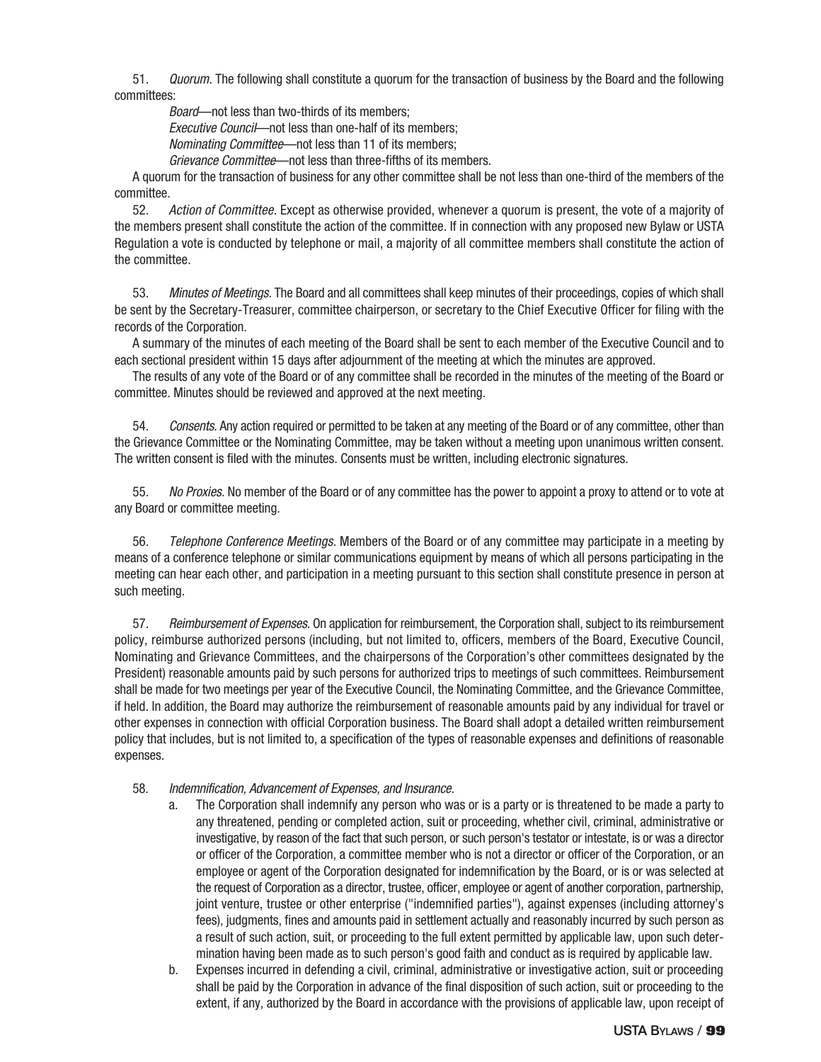51. *Quorum.* The following shall constitute a quorum for the transaction of business by the Board and the following committees:

*Board*—not less than two-thirds of its members;

*Executive Council*—not less than one-half of its members;

*Nominating Committee*—not less than 11 of its members;

*Grievance Committee*—not less than three-fifths of its members.

A quorum for the transaction of business for any other committee shall be not less than one-third of the members of the committee.

52. *Action of Committee.* Except as otherwise provided, whenever a quorum is present, the vote of a majority of the members present shall constitute the action of the committee. If in connection with any proposed new Bylaw or USTA Regulation a vote is conducted by telephone or mail, a majority of all committee members shall constitute the action of the committee.

53. *Minutes of Meetings.* The Board and all committees shall keep minutes of their proceedings, copies of which shall be sent by the Secretary-Treasurer, committee chairperson, or secretary to the Chief Executive Officer for filing with the records of the Corporation.

A summary of the minutes of each meeting of the Board shall be sent to each member of the Executive Council and to each sectional president within 15 days after adjournment of the meeting at which the minutes are approved.

The results of any vote of the Board or of any committee shall be recorded in the minutes of the meeting of the Board or committee. Minutes should be reviewed and approved at the next meeting.

54. *Consents.* Any action required or permitted to be taken at any meeting of the Board or of any committee, other than the Grievance Committee or the Nominating Committee, may be taken without a meeting upon unanimous written consent. The written consent is filed with the minutes. Consents must be written, including electronic signatures.

55. *No Proxies.* No member of the Board or of any committee has the power to appoint a proxy to attend or to vote at any Board or committee meeting.

56. *Telephone Conference Meetings.* Members of the Board or of any committee may participate in a meeting by means of a conference telephone or similar communications equipment by means of which all persons participating in the meeting can hear each other, and participation in a meeting pursuant to this section shall constitute presence in person at such meeting.

57. *Reimbursement of Expenses.* On application for reimbursement, the Corporation shall, subject to its reimbursement policy, reimburse authorized persons (including, but not limited to, officers, members of the Board, Executive Council, Nominating and Grievance Committees, and the chairpersons of the Corporation's other committees designated by the President) reasonable amounts paid by such persons for authorized trips to meetings of such committees. Reimbursement shall be made for two meetings per year of the Executive Council, the Nominating Committee, and the Grievance Committee, if held. In addition, the Board may authorize the reimbursement of reasonable amounts paid by any individual for travel or other expenses in connection with official Corporation business. The Board shall adopt a detailed written reimbursement policy that includes, but is not limited to, a specification of the types of reasonable expenses and definitions of reasonable expenses.

58. *Indemnification, Advancement of Expenses, and Insurance.*

a. The Corporation shall indemnify any person who was or is a party or is threatened to be made a party to any threatened, pending or completed action, suit or proceeding, whether civil, criminal, administrative or investigative, by reason of the fact that such person, or such person's testator or intestate, is or was a director or officer of the Corporation, a committee member who is not a director or officer of the Corporation, or an employee or agent of the Corporation designated for indemnification by the Board, or is or was selected at the request of Corporation as a director, trustee, officer, employee or agent of another corporation, partnership, joint venture, trustee or other enterprise ("indemnified parties"), against expenses (including attorney's fees), judgments, fines and amounts paid in settlement actually and reasonably incurred by such person as a result of such action, suit, or proceeding to the full extent permitted by applicable law, upon such determination having been made as to such person's good faith and conduct as is required by applicable law.

b. Expenses incurred in defending a civil, criminal, administrative or investigative action, suit or proceeding shall be paid by the Corporation in advance of the final disposition of such action, suit or proceeding to the extent, if any, authorized by the Board in accordance with the provisions of applicable law, upon receipt of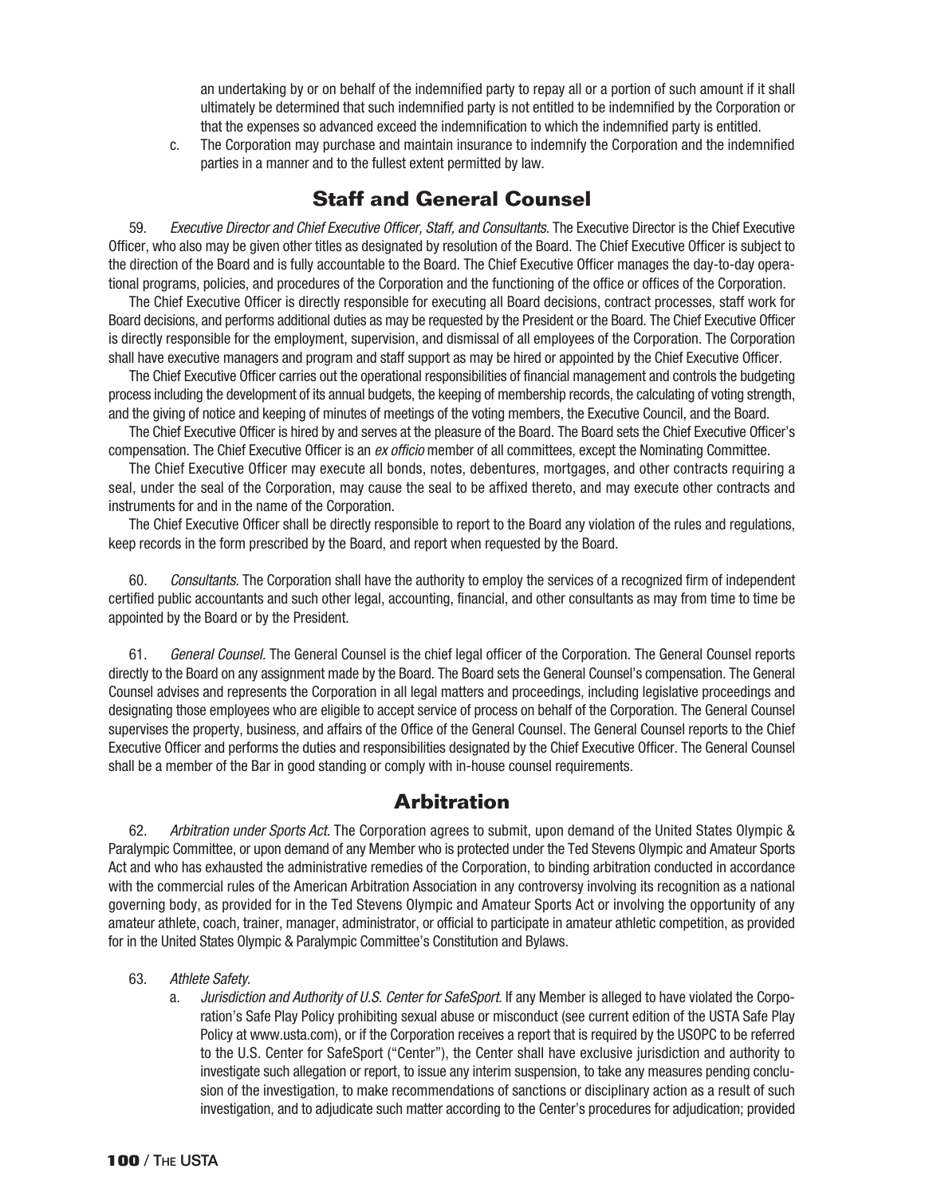an undertaking by or on behalf of the indemnified party to repay all or a portion of such amount if it shall ultimately be determined that such indemnified party is not entitled to be indemnified by the Corporation or that the expenses so advanced exceed the indemnification to which the indemnified party is entitled.

c. The Corporation may purchase and maintain insurance to indemnify the Corporation and the indemnified parties in a manner and to the fullest extent permitted by law.

## Staff and General Counsel

59. *Executive Director and Chief Executive Officer, Staff, and Consultants.* The Executive Director is the Chief Executive Officer, who also may be given other titles as designated by resolution of the Board. The Chief Executive Officer is subject to the direction of the Board and is fully accountable to the Board. The Chief Executive Officer manages the day-to-day operational programs, policies, and procedures of the Corporation and the functioning of the office or offices of the Corporation.

The Chief Executive Officer is directly responsible for executing all Board decisions, contract processes, staff work for Board decisions, and performs additional duties as may be requested by the President or the Board. The Chief Executive Officer is directly responsible for the employment, supervision, and dismissal of all employees of the Corporation. The Corporation shall have executive managers and program and staff support as may be hired or appointed by the Chief Executive Officer.

The Chief Executive Officer carries out the operational responsibilities of financial management and controls the budgeting process including the development of its annual budgets, the keeping of membership records, the calculating of voting strength, and the giving of notice and keeping of minutes of meetings of the voting members, the Executive Council, and the Board.

The Chief Executive Officer is hired by and serves at the pleasure of the Board. The Board sets the Chief Executive Officer's compensation. The Chief Executive Officer is an *ex officio* member of all committees, except the Nominating Committee.

The Chief Executive Officer may execute all bonds, notes, debentures, mortgages, and other contracts requiring a seal, under the seal of the Corporation, may cause the seal to be affixed thereto, and may execute other contracts and instruments for and in the name of the Corporation.

The Chief Executive Officer shall be directly responsible to report to the Board any violation of the rules and regulations, keep records in the form prescribed by the Board, and report when requested by the Board.

60. *Consultants.* The Corporation shall have the authority to employ the services of a recognized firm of independent certified public accountants and such other legal, accounting, financial, and other consultants as may from time to time be appointed by the Board or by the President.

61. *General Counsel.* The General Counsel is the chief legal officer of the Corporation. The General Counsel reports directly to the Board on any assignment made by the Board. The Board sets the General Counsel's compensation. The General Counsel advises and represents the Corporation in all legal matters and proceedings, including legislative proceedings and designating those employees who are eligible to accept service of process on behalf of the Corporation. The General Counsel supervises the property, business, and affairs of the Office of the General Counsel. The General Counsel reports to the Chief Executive Officer and performs the duties and responsibilities designated by the Chief Executive Officer. The General Counsel shall be a member of the Bar in good standing or comply with in-house counsel requirements.

## Arbitration

62. *Arbitration under Sports Act.* The Corporation agrees to submit, upon demand of the United States Olympic & Paralympic Committee, or upon demand of any Member who is protected under the Ted Stevens Olympic and Amateur Sports Act and who has exhausted the administrative remedies of the Corporation, to binding arbitration conducted in accordance with the commercial rules of the American Arbitration Association in any controversy involving its recognition as a national governing body, as provided for in the Ted Stevens Olympic and Amateur Sports Act or involving the opportunity of any amateur athlete, coach, trainer, manager, administrator, or official to participate in amateur athletic competition, as provided for in the United States Olympic & Paralympic Committee's Constitution and Bylaws.

63. *Athlete Safety.*

a. *Jurisdiction and Authority of U.S. Center for SafeSport.* If any Member is alleged to have violated the Corporation's Safe Play Policy prohibiting sexual abuse or misconduct (see current edition of the USTA Safe Play Policy at www.usta.com), or if the Corporation receives a report that is required by the USOPC to be referred to the U.S. Center for SafeSport ("Center"), the Center shall have exclusive jurisdiction and authority to investigate such allegation or report, to issue any interim suspension, to take any measures pending conclusion of the investigation, to make recommendations of sanctions or disciplinary action as a result of such investigation, and to adjudicate such matter according to the Center's procedures for adjudication; provided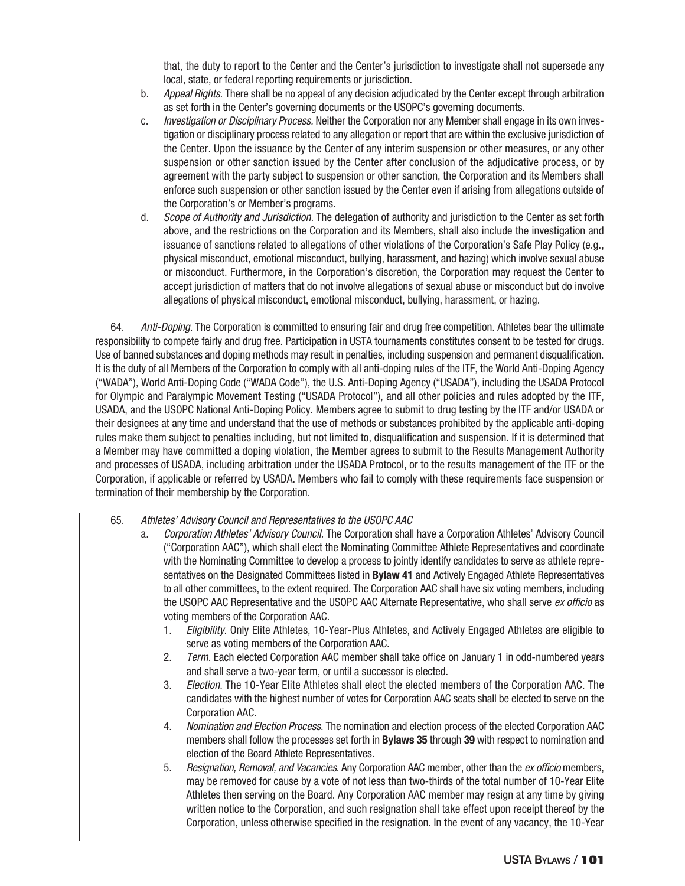that, the duty to report to the Center and the Center's jurisdiction to investigate shall not supersede any local, state, or federal reporting requirements or jurisdiction.

b. *Appeal Rights.* There shall be no appeal of any decision adjudicated by the Center except through arbitration as set forth in the Center's governing documents or the USOPC's governing documents.

c. *Investigation or Disciplinary Process.* Neither the Corporation nor any Member shall engage in its own investigation or disciplinary process related to any allegation or report that are within the exclusive jurisdiction of the Center. Upon the issuance by the Center of any interim suspension or other measures, or any other suspension or other sanction issued by the Center after conclusion of the adjudicative process, or by agreement with the party subject to suspension or other sanction, the Corporation and its Members shall enforce such suspension or other sanction issued by the Center even if arising from allegations outside of the Corporation's or Member's programs.

d. *Scope of Authority and Jurisdiction.* The delegation of authority and jurisdiction to the Center as set forth above, and the restrictions on the Corporation and its Members, shall also include the investigation and issuance of sanctions related to allegations of other violations of the Corporation's Safe Play Policy (e.g., physical misconduct, emotional misconduct, bullying, harassment, and hazing) which involve sexual abuse or misconduct. Furthermore, in the Corporation's discretion, the Corporation may request the Center to accept jurisdiction of matters that do not involve allegations of sexual abuse or misconduct but do involve allegations of physical misconduct, emotional misconduct, bullying, harassment, or hazing.

64. *Anti-Doping.* The Corporation is committed to ensuring fair and drug free competition. Athletes bear the ultimate responsibility to compete fairly and drug free. Participation in USTA tournaments constitutes consent to be tested for drugs. Use of banned substances and doping methods may result in penalties, including suspension and permanent disqualification. It is the duty of all Members of the Corporation to comply with all anti-doping rules of the ITF, the World Anti-Doping Agency ("WADA"), World Anti-Doping Code ("WADA Code"), the U.S. Anti-Doping Agency ("USADA"), including the USADA Protocol for Olympic and Paralympic Movement Testing ("USADA Protocol"), and all other policies and rules adopted by the ITF, USADA, and the USOPC National Anti-Doping Policy. Members agree to submit to drug testing by the ITF and/or USADA or their designees at any time and understand that the use of methods or substances prohibited by the applicable anti-doping rules make them subject to penalties including, but not limited to, disqualification and suspension. If it is determined that a Member may have committed a doping violation, the Member agrees to submit to the Results Management Authority and processes of USADA, including arbitration under the USADA Protocol, or to the results management of the ITF or the Corporation, if applicable or referred by USADA. Members who fail to comply with these requirements face suspension or termination of their membership by the Corporation.

65. *Athletes' Advisory Council and Representatives to the USOPC AAC*

a. *Corporation Athletes' Advisory Council.* The Corporation shall have a Corporation Athletes' Advisory Council ("Corporation AAC"), which shall elect the Nominating Committee Athlete Representatives and coordinate with the Nominating Committee to develop a process to jointly identify candidates to serve as athlete representatives on the Designated Committees listed in **Bylaw 41** and Actively Engaged Athlete Representatives to all other committees, to the extent required. The Corporation AAC shall have six voting members, including the USOPC AAC Representative and the USOPC AAC Alternate Representative, who shall serve *ex officio* as voting members of the Corporation AAC.

1. *Eligibility.* Only Elite Athletes, 10-Year-Plus Athletes, and Actively Engaged Athletes are eligible to serve as voting members of the Corporation AAC.
2. *Term.* Each elected Corporation AAC member shall take office on January 1 in odd-numbered years and shall serve a two-year term, or until a successor is elected.
3. *Election.* The 10-Year Elite Athletes shall elect the elected members of the Corporation AAC. The candidates with the highest number of votes for Corporation AAC seats shall be elected to serve on the Corporation AAC.
4. *Nomination and Election Process.* The nomination and election process of the elected Corporation AAC members shall follow the processes set forth in **Bylaws 35** through **39** with respect to nomination and election of the Board Athlete Representatives.
5. *Resignation, Removal, and Vacancies.* Any Corporation AAC member, other than the *ex officio* members, may be removed for cause by a vote of not less than two-thirds of the total number of 10-Year Elite Athletes then serving on the Board. Any Corporation AAC member may resign at any time by giving written notice to the Corporation, and such resignation shall take effect upon receipt thereof by the Corporation, unless otherwise specified in the resignation. In the event of any vacancy, the 10-Year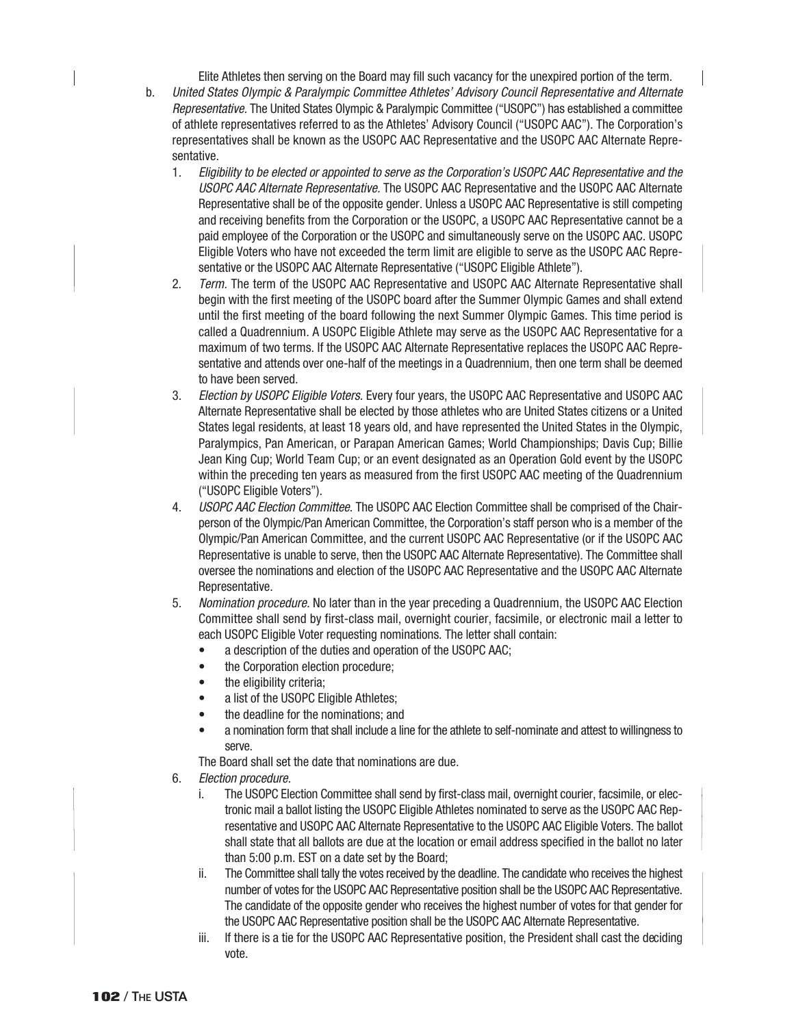Elite Athletes then serving on the Board may fill such vacancy for the unexpired portion of the term.

b. *United States Olympic & Paralympic Committee Athletes' Advisory Council Representative and Alternate Representative.* The United States Olympic & Paralympic Committee ("USOPC") has established a committee of athlete representatives referred to as the Athletes' Advisory Council ("USOPC AAC"). The Corporation's representatives shall be known as the USOPC AAC Representative and the USOPC AAC Alternate Representative.

   1. *Eligibility to be elected or appointed to serve as the Corporation's USOPC AAC Representative and the USOPC AAC Alternate Representative.* The USOPC AAC Representative and the USOPC AAC Alternate Representative shall be of the opposite gender. Unless a USOPC AAC Representative is still competing and receiving benefits from the Corporation or the USOPC, a USOPC AAC Representative cannot be a paid employee of the Corporation or the USOPC and simultaneously serve on the USOPC AAC. USOPC Eligible Voters who have not exceeded the term limit are eligible to serve as the USOPC AAC Representative or the USOPC AAC Alternate Representative ("USOPC Eligible Athlete").

   2. *Term.* The term of the USOPC AAC Representative and USOPC AAC Alternate Representative shall begin with the first meeting of the USOPC board after the Summer Olympic Games and shall extend until the first meeting of the board following the next Summer Olympic Games. This time period is called a Quadrennium. A USOPC Eligible Athlete may serve as the USOPC AAC Representative for a maximum of two terms. If the USOPC AAC Alternate Representative replaces the USOPC AAC Representative and attends over one-half of the meetings in a Quadrennium, then one term shall be deemed to have been served.

   3. *Election by USOPC Eligible Voters.* Every four years, the USOPC AAC Representative and USOPC AAC Alternate Representative shall be elected by those athletes who are United States citizens or a United States legal residents, at least 18 years old, and have represented the United States in the Olympic, Paralympics, Pan American, or Parapan American Games; World Championships; Davis Cup; Billie Jean King Cup; World Team Cup; or an event designated as an Operation Gold event by the USOPC within the preceding ten years as measured from the first USOPC AAC meeting of the Quadrennium ("USOPC Eligible Voters").

   4. *USOPC AAC Election Committee.* The USOPC AAC Election Committee shall be comprised of the Chairperson of the Olympic/Pan American Committee, the Corporation's staff person who is a member of the Olympic/Pan American Committee, and the current USOPC AAC Representative (or if the USOPC AAC Representative is unable to serve, then the USOPC AAC Alternate Representative). The Committee shall oversee the nominations and election of the USOPC AAC Representative and the USOPC AAC Alternate Representative.

   5. *Nomination procedure.* No later than in the year preceding a Quadrennium, the USOPC AAC Election Committee shall send by first-class mail, overnight courier, facsimile, or electronic mail a letter to each USOPC Eligible Voter requesting nominations. The letter shall contain:
      - a description of the duties and operation of the USOPC AAC;
      - the Corporation election procedure;
      - the eligibility criteria;
      - a list of the USOPC Eligible Athletes;
      - the deadline for the nominations; and
      - a nomination form that shall include a line for the athlete to self-nominate and attest to willingness to serve.

      The Board shall set the date that nominations are due.

   6. *Election procedure.*
      i. The USOPC Election Committee shall send by first-class mail, overnight courier, facsimile, or electronic mail a ballot listing the USOPC Eligible Athletes nominated to serve as the USOPC AAC Representative and USOPC AAC Alternate Representative to the USOPC AAC Eligible Voters. The ballot shall state that all ballots are due at the location or email address specified in the ballot no later than 5:00 p.m. EST on a date set by the Board;
      ii. The Committee shall tally the votes received by the deadline. The candidate who receives the highest number of votes for the USOPC AAC Representative position shall be the USOPC AAC Representative. The candidate of the opposite gender who receives the highest number of votes for that gender for the USOPC AAC Representative position shall be the USOPC AAC Alternate Representative.
      iii. If there is a tie for the USOPC AAC Representative position, the President shall cast the deciding vote.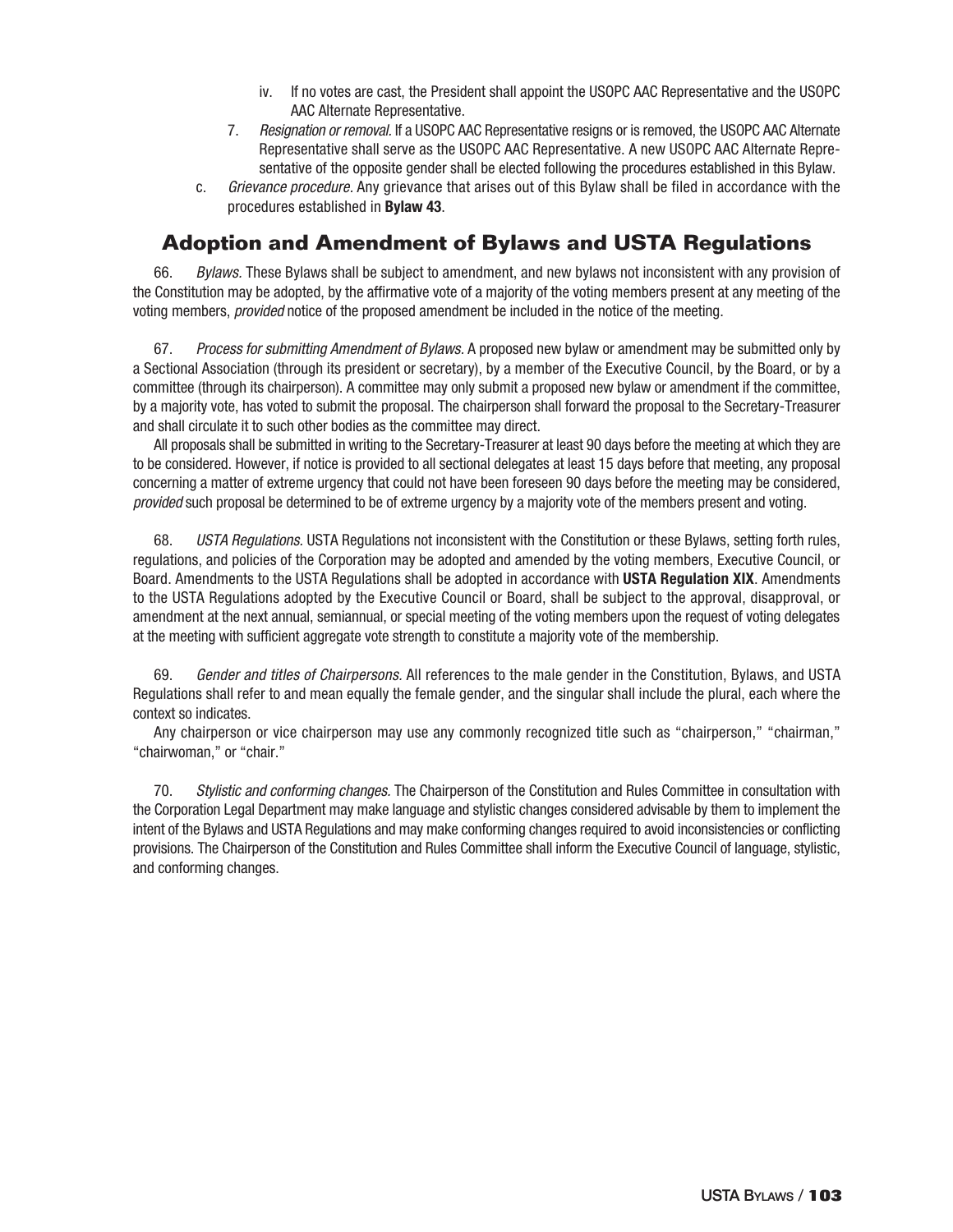iv. If no votes are cast, the President shall appoint the USOPC AAC Representative and the USOPC AAC Alternate Representative.

7. *Resignation or removal.* If a USOPC AAC Representative resigns or is removed, the USOPC AAC Alternate Representative shall serve as the USOPC AAC Representative. A new USOPC AAC Alternate Representative of the opposite gender shall be elected following the procedures established in this Bylaw.

c. *Grievance procedure.* Any grievance that arises out of this Bylaw shall be filed in accordance with the procedures established in **Bylaw 43**.

## Adoption and Amendment of Bylaws and USTA Regulations

66. *Bylaws.* These Bylaws shall be subject to amendment, and new bylaws not inconsistent with any provision of the Constitution may be adopted, by the affirmative vote of a majority of the voting members present at any meeting of the voting members, *provided* notice of the proposed amendment be included in the notice of the meeting.

67. *Process for submitting Amendment of Bylaws.* A proposed new bylaw or amendment may be submitted only by a Sectional Association (through its president or secretary), by a member of the Executive Council, by the Board, or by a committee (through its chairperson). A committee may only submit a proposed new bylaw or amendment if the committee, by a majority vote, has voted to submit the proposal. The chairperson shall forward the proposal to the Secretary-Treasurer and shall circulate it to such other bodies as the committee may direct.

All proposals shall be submitted in writing to the Secretary-Treasurer at least 90 days before the meeting at which they are to be considered. However, if notice is provided to all sectional delegates at least 15 days before that meeting, any proposal concerning a matter of extreme urgency that could not have been foreseen 90 days before the meeting may be considered, *provided* such proposal be determined to be of extreme urgency by a majority vote of the members present and voting.

68. *USTA Regulations.* USTA Regulations not inconsistent with the Constitution or these Bylaws, setting forth rules, regulations, and policies of the Corporation may be adopted and amended by the voting members, Executive Council, or Board. Amendments to the USTA Regulations shall be adopted in accordance with **USTA Regulation XIX**. Amendments to the USTA Regulations adopted by the Executive Council or Board, shall be subject to the approval, disapproval, or amendment at the next annual, semiannual, or special meeting of the voting members upon the request of voting delegates at the meeting with sufficient aggregate vote strength to constitute a majority vote of the membership.

69. *Gender and titles of Chairpersons.* All references to the male gender in the Constitution, Bylaws, and USTA Regulations shall refer to and mean equally the female gender, and the singular shall include the plural, each where the context so indicates.

Any chairperson or vice chairperson may use any commonly recognized title such as "chairperson," "chairman," "chairwoman," or "chair."

70. *Stylistic and conforming changes.* The Chairperson of the Constitution and Rules Committee in consultation with the Corporation Legal Department may make language and stylistic changes considered advisable by them to implement the intent of the Bylaws and USTA Regulations and may make conforming changes required to avoid inconsistencies or conflicting provisions. The Chairperson of the Constitution and Rules Committee shall inform the Executive Council of language, stylistic, and conforming changes.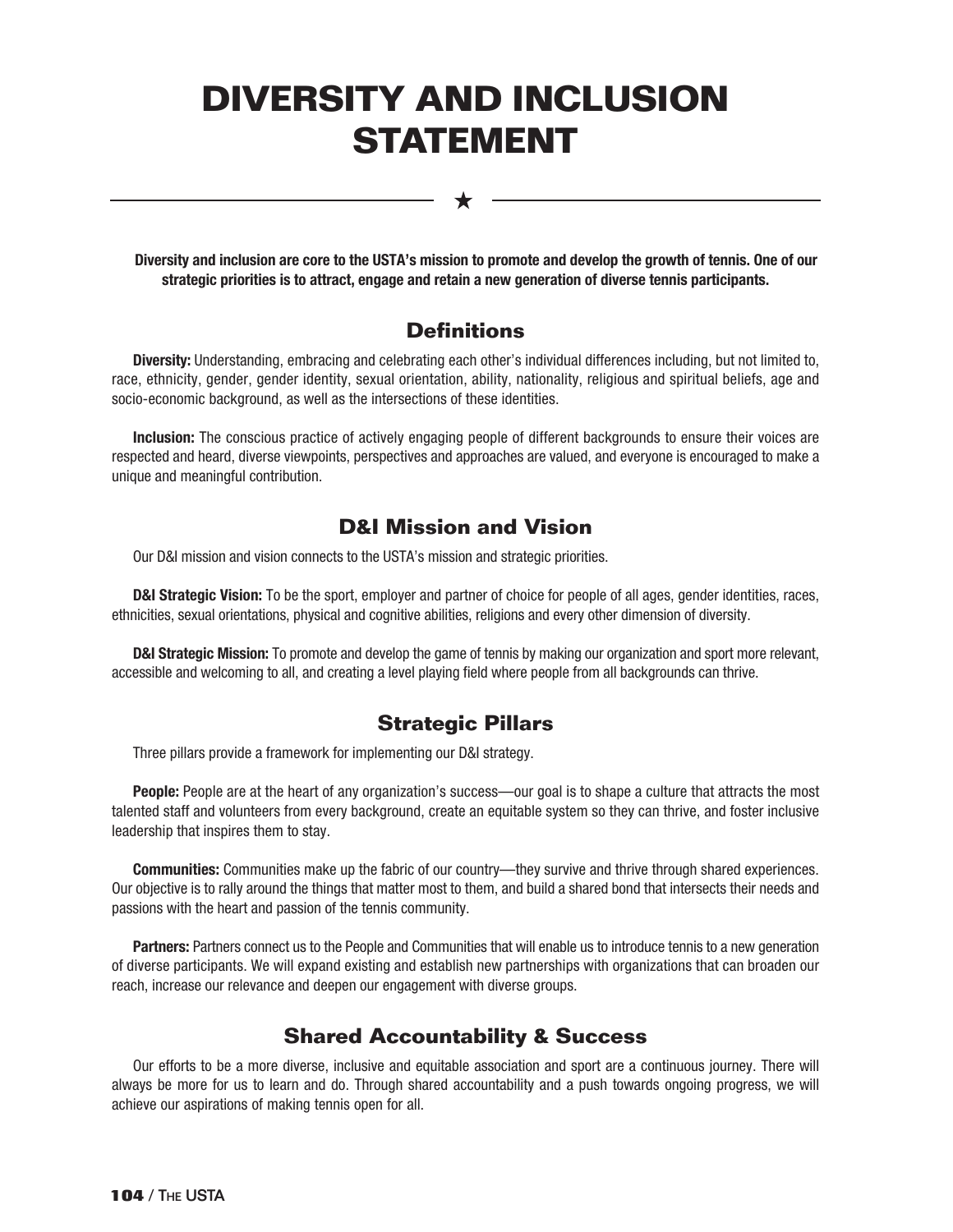# DIVERSITY AND INCLUSION STATEMENT

**Diversity and inclusion are core to the USTA's mission to promote and develop the growth of tennis. One of our strategic priorities is to attract, engage and retain a new generation of diverse tennis participants.**

## Definitions

**Diversity:** Understanding, embracing and celebrating each other's individual differences including, but not limited to, race, ethnicity, gender, gender identity, sexual orientation, ability, nationality, religious and spiritual beliefs, age and socio-economic background, as well as the intersections of these identities.

**Inclusion:** The conscious practice of actively engaging people of different backgrounds to ensure their voices are respected and heard, diverse viewpoints, perspectives and approaches are valued, and everyone is encouraged to make a unique and meaningful contribution.

## D&I Mission and Vision

Our D&I mission and vision connects to the USTA's mission and strategic priorities.

**D&I Strategic Vision:** To be the sport, employer and partner of choice for people of all ages, gender identities, races, ethnicities, sexual orientations, physical and cognitive abilities, religions and every other dimension of diversity.

**D&I Strategic Mission:** To promote and develop the game of tennis by making our organization and sport more relevant, accessible and welcoming to all, and creating a level playing field where people from all backgrounds can thrive.

## Strategic Pillars

Three pillars provide a framework for implementing our D&I strategy.

**People:** People are at the heart of any organization's success—our goal is to shape a culture that attracts the most talented staff and volunteers from every background, create an equitable system so they can thrive, and foster inclusive leadership that inspires them to stay.

**Communities:** Communities make up the fabric of our country—they survive and thrive through shared experiences. Our objective is to rally around the things that matter most to them, and build a shared bond that intersects their needs and passions with the heart and passion of the tennis community.

**Partners:** Partners connect us to the People and Communities that will enable us to introduce tennis to a new generation of diverse participants. We will expand existing and establish new partnerships with organizations that can broaden our reach, increase our relevance and deepen our engagement with diverse groups.

## Shared Accountability & Success

Our efforts to be a more diverse, inclusive and equitable association and sport are a continuous journey. There will always be more for us to learn and do. Through shared accountability and a push towards ongoing progress, we will achieve our aspirations of making tennis open for all.